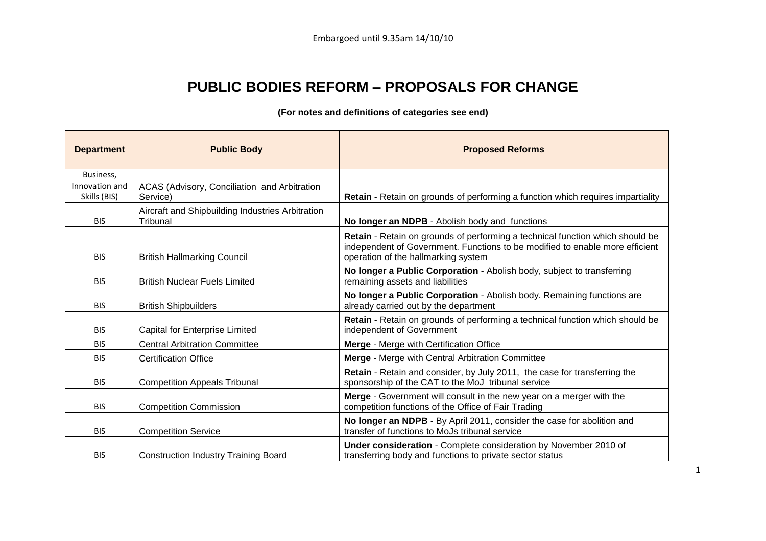Embargoed until 9.35am 14/10/10

# PUBLIC BODIES REFORM – PROPOSALS FOR CHANGE

**(For notes and definitions of categories see end)**

| Department | Public Body | Proposed Reforms |
|---|---|---|
| Business, Innovation and Skills (BIS) | ACAS (Advisory, Conciliation and Arbitration Service) | **Retain** - Retain on grounds of performing a function which requires impartiality |
| BIS | Aircraft and Shipbuilding Industries Arbitration Tribunal | **No longer an NDPB** - Abolish body and functions |
| BIS | British Hallmarking Council | **Retain** - Retain on grounds of performing a technical function which should be independent of Government. Functions to be modified to enable more efficient operation of the hallmarking system |
| BIS | British Nuclear Fuels Limited | **No longer a Public Corporation** - Abolish body, subject to transferring remaining assets and liabilities |
| BIS | British Shipbuilders | **No longer a Public Corporation** - Abolish body. Remaining functions are already carried out by the department |
| BIS | Capital for Enterprise Limited | **Retain** - Retain on grounds of performing a technical function which should be independent of Government |
| BIS | Central Arbitration Committee | **Merge** - Merge with Certification Office |
| BIS | Certification Office | **Merge** - Merge with Central Arbitration Committee |
| BIS | Competition Appeals Tribunal | **Retain** - Retain and consider, by July 2011, the case for transferring the sponsorship of the CAT to the MoJ tribunal service |
| BIS | Competition Commission | **Merge** - Government will consult in the new year on a merger with the competition functions of the Office of Fair Trading |
| BIS | Competition Service | **No longer an NDPB** - By April 2011, consider the case for abolition and transfer of functions to MoJs tribunal service |
| BIS | Construction Industry Training Board | **Under consideration** - Complete consideration by November 2010 of transferring body and functions to private sector status |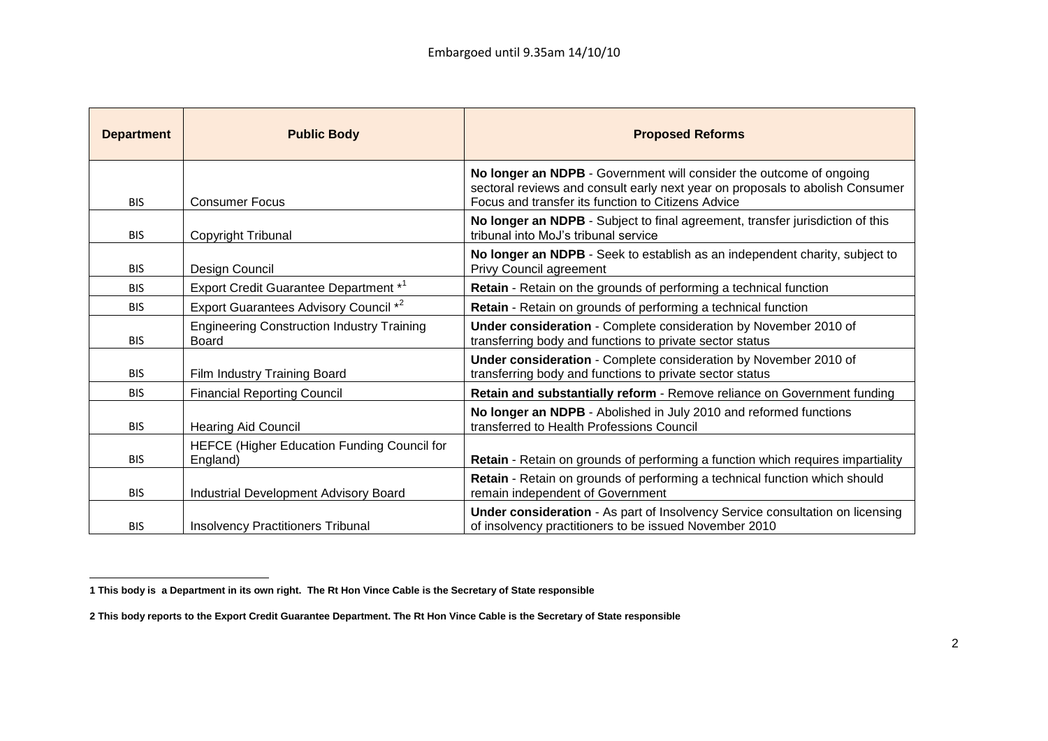Embargoed until 9.35am 14/10/10

| Department | Public Body | Proposed Reforms |
| --- | --- | --- |
| BIS | Consumer Focus | **No longer an NDPB** - Government will consider the outcome of ongoing sectoral reviews and consult early next year on proposals to abolish Consumer Focus and transfer its function to Citizens Advice |
| BIS | Copyright Tribunal | **No longer an NDPB** - Subject to final agreement, transfer jurisdiction of this tribunal into MoJ's tribunal service |
| BIS | Design Council | **No longer an NDPB** - Seek to establish as an independent charity, subject to Privy Council agreement |
| BIS | Export Credit Guarantee Department *[1] | **Retain** - Retain on the grounds of performing a technical function |
| BIS | Export Guarantees Advisory Council *[2] | **Retain** - Retain on grounds of performing a technical function |
| BIS | Engineering Construction Industry Training Board | **Under consideration** - Complete consideration by November 2010 of transferring body and functions to private sector status |
| BIS | Film Industry Training Board | **Under consideration** - Complete consideration by November 2010 of transferring body and functions to private sector status |
| BIS | Financial Reporting Council | **Retain and substantially reform** - Remove reliance on Government funding |
| BIS | Hearing Aid Council | **No longer an NDPB** - Abolished in July 2010 and reformed functions transferred to Health Professions Council |
| BIS | HEFCE (Higher Education Funding Council for England) | **Retain** - Retain on grounds of performing a function which requires impartiality |
| BIS | Industrial Development Advisory Board | **Retain** - Retain on grounds of performing a technical function which should remain independent of Government |
| BIS | Insolvency Practitioners Tribunal | **Under consideration** - As part of Insolvency Service consultation on licensing of insolvency practitioners to be issued November 2010 |

**1 This body is a Department in its own right. The Rt Hon Vince Cable is the Secretary of State responsible**

**2 This body reports to the Export Credit Guarantee Department. The Rt Hon Vince Cable is the Secretary of State responsible**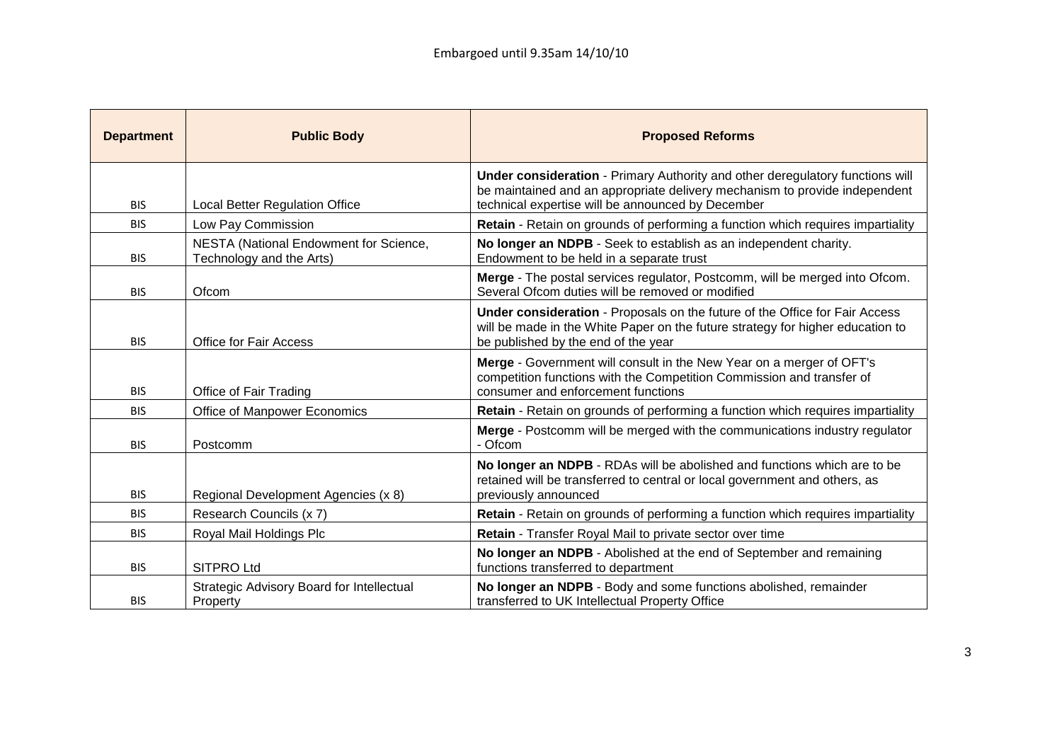| Department | Public Body | Proposed Reforms |
|---|---|---|
| BIS | Local Better Regulation Office | **Under consideration** - Primary Authority and other deregulatory functions will be maintained and an appropriate delivery mechanism to provide independent technical expertise will be announced by December |
| BIS | Low Pay Commission | **Retain** - Retain on grounds of performing a function which requires impartiality |
| BIS | NESTA (National Endowment for Science, Technology and the Arts) | **No longer an NDPB** - Seek to establish as an independent charity. Endowment to be held in a separate trust |
| BIS | Ofcom | **Merge** - The postal services regulator, Postcomm, will be merged into Ofcom. Several Ofcom duties will be removed or modified |
| BIS | Office for Fair Access | **Under consideration** - Proposals on the future of the Office for Fair Access will be made in the White Paper on the future strategy for higher education to be published by the end of the year |
| BIS | Office of Fair Trading | **Merge** - Government will consult in the New Year on a merger of OFT's competition functions with the Competition Commission and transfer of consumer and enforcement functions |
| BIS | Office of Manpower Economics | **Retain** - Retain on grounds of performing a function which requires impartiality |
| BIS | Postcomm | **Merge** - Postcomm will be merged with the communications industry regulator - Ofcom |
| BIS | Regional Development Agencies (x 8) | **No longer an NDPB** - RDAs will be abolished and functions which are to be retained will be transferred to central or local government and others, as previously announced |
| BIS | Research Councils (x 7) | **Retain** - Retain on grounds of performing a function which requires impartiality |
| BIS | Royal Mail Holdings Plc | **Retain** - Transfer Royal Mail to private sector over time |
| BIS | SITPRO Ltd | **No longer an NDPB** - Abolished at the end of September and remaining functions transferred to department |
| BIS | Strategic Advisory Board for Intellectual Property | **No longer an NDPB** - Body and some functions abolished, remainder transferred to UK Intellectual Property Office |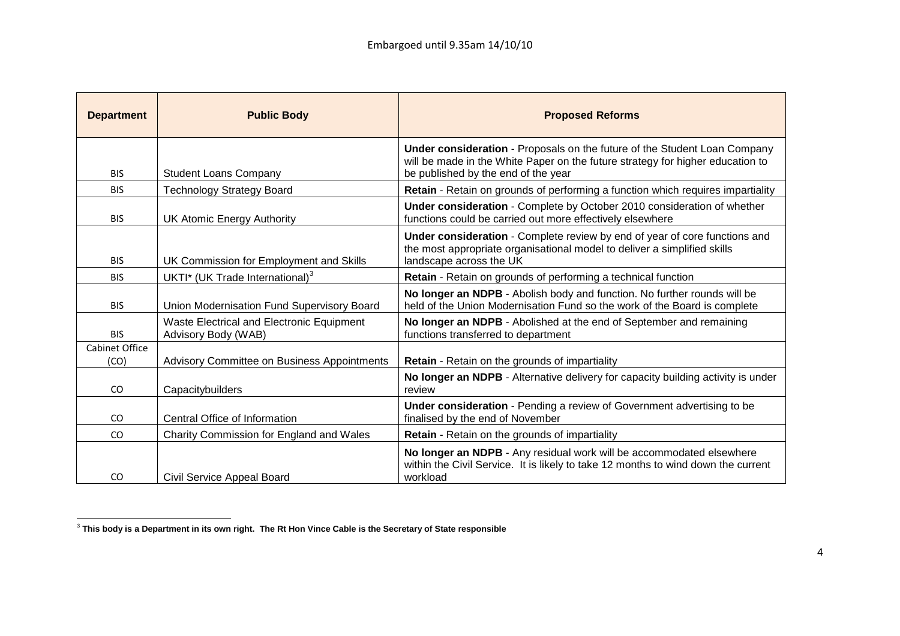Embargoed until 9.35am 14/10/10

| Department | Public Body | Proposed Reforms |
| --- | --- | --- |
| BIS | Student Loans Company | **Under consideration** - Proposals on the future of the Student Loan Company will be made in the White Paper on the future strategy for higher education to be published by the end of the year |
| BIS | Technology Strategy Board | **Retain** - Retain on grounds of performing a function which requires impartiality |
| BIS | UK Atomic Energy Authority | **Under consideration** - Complete by October 2010 consideration of whether functions could be carried out more effectively elsewhere |
| BIS | UK Commission for Employment and Skills | **Under consideration** - Complete review by end of year of core functions and the most appropriate organisational model to deliver a simplified skills landscape across the UK |
| BIS | UKTI* (UK Trade International)[3] | **Retain** - Retain on grounds of performing a technical function |
| BIS | Union Modernisation Fund Supervisory Board | **No longer an NDPB** - Abolish body and function. No further rounds will be held of the Union Modernisation Fund so the work of the Board is complete |
| BIS | Waste Electrical and Electronic Equipment Advisory Body (WAB) | **No longer an NDPB** - Abolished at the end of September and remaining functions transferred to department |
| Cabinet Office (CO) | Advisory Committee on Business Appointments | **Retain** - Retain on the grounds of impartiality |
| CO | Capacitybuilders | **No longer an NDPB** - Alternative delivery for capacity building activity is under review |
| CO | Central Office of Information | **Under consideration** - Pending a review of Government advertising to be finalised by the end of November |
| CO | Charity Commission for England and Wales | **Retain** - Retain on the grounds of impartiality |
| CO | Civil Service Appeal Board | **No longer an NDPB** - Any residual work will be accommodated elsewhere within the Civil Service. It is likely to take 12 months to wind down the current workload |

[3] **This body is a Department in its own right. The Rt Hon Vince Cable is the Secretary of State responsible**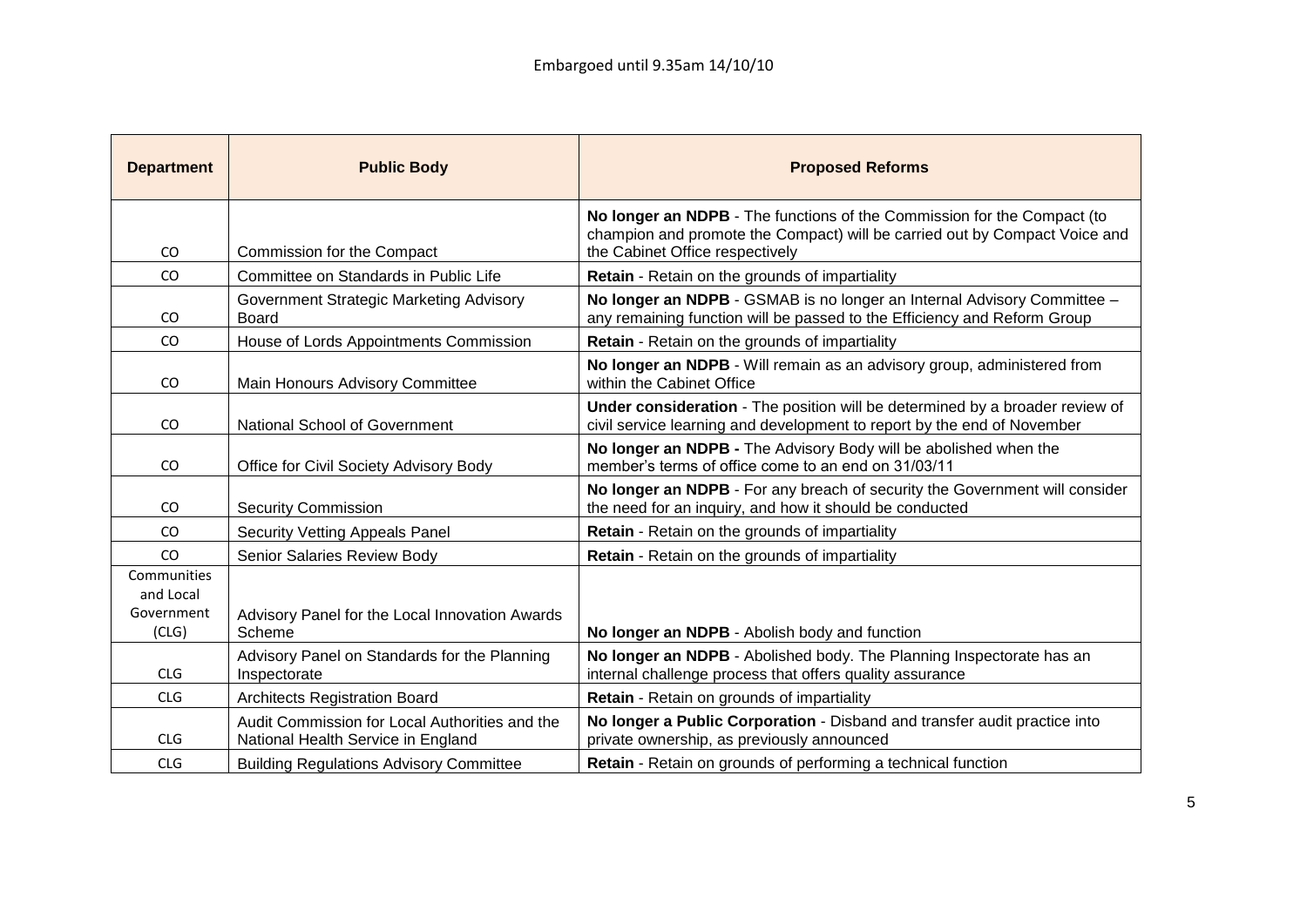Embargoed until 9.35am 14/10/10

| Department | Public Body | Proposed Reforms |
|---|---|---|
| CO | Commission for the Compact | **No longer an NDPB** - The functions of the Commission for the Compact (to champion and promote the Compact) will be carried out by Compact Voice and the Cabinet Office respectively |
| CO | Committee on Standards in Public Life | **Retain** - Retain on the grounds of impartiality |
| CO | Government Strategic Marketing Advisory Board | **No longer an NDPB** - GSMAB is no longer an Internal Advisory Committee – any remaining function will be passed to the Efficiency and Reform Group |
| CO | House of Lords Appointments Commission | **Retain** - Retain on the grounds of impartiality |
| CO | Main Honours Advisory Committee | **No longer an NDPB** - Will remain as an advisory group, administered from within the Cabinet Office |
| CO | National School of Government | **Under consideration** - The position will be determined by a broader review of civil service learning and development to report by the end of November |
| CO | Office for Civil Society Advisory Body | **No longer an NDPB -** The Advisory Body will be abolished when the member's terms of office come to an end on 31/03/11 |
| CO | Security Commission | **No longer an NDPB** - For any breach of security the Government will consider the need for an inquiry, and how it should be conducted |
| CO | Security Vetting Appeals Panel | **Retain** - Retain on the grounds of impartiality |
| CO | Senior Salaries Review Body | **Retain** - Retain on the grounds of impartiality |
| Communities and Local Government (CLG) | Advisory Panel for the Local Innovation Awards Scheme | **No longer an NDPB** - Abolish body and function |
| CLG | Advisory Panel on Standards for the Planning Inspectorate | **No longer an NDPB** - Abolished body. The Planning Inspectorate has an internal challenge process that offers quality assurance |
| CLG | Architects Registration Board | **Retain** - Retain on grounds of impartiality |
| CLG | Audit Commission for Local Authorities and the National Health Service in England | **No longer a Public Corporation** - Disband and transfer audit practice into private ownership, as previously announced |
| CLG | Building Regulations Advisory Committee | **Retain** - Retain on grounds of performing a technical function |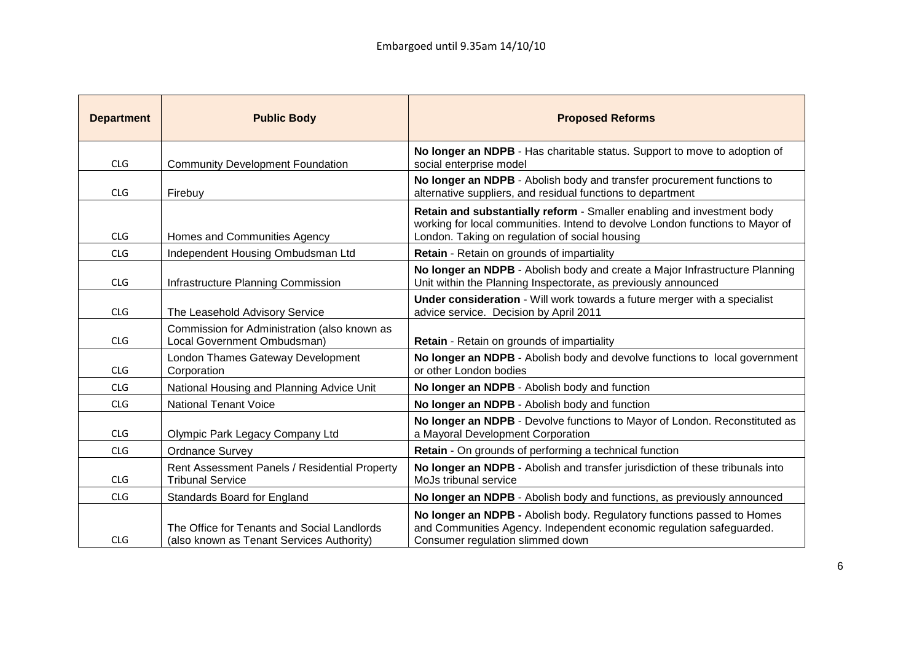Embargoed until 9.35am 14/10/10

| Department | Public Body | Proposed Reforms |
|---|---|---|
| CLG | Community Development Foundation | **No longer an NDPB** - Has charitable status. Support to move to adoption of social enterprise model |
| CLG | Firebuy | **No longer an NDPB** - Abolish body and transfer procurement functions to alternative suppliers, and residual functions to department |
| CLG | Homes and Communities Agency | **Retain and substantially reform** - Smaller enabling and investment body working for local communities. Intend to devolve London functions to Mayor of London. Taking on regulation of social housing |
| CLG | Independent Housing Ombudsman Ltd | **Retain** - Retain on grounds of impartiality |
| CLG | Infrastructure Planning Commission | **No longer an NDPB** - Abolish body and create a Major Infrastructure Planning Unit within the Planning Inspectorate, as previously announced |
| CLG | The Leasehold Advisory Service | **Under consideration** - Will work towards a future merger with a specialist advice service. Decision by April 2011 |
| CLG | Commission for Administration (also known as Local Government Ombudsman) | **Retain** - Retain on grounds of impartiality |
| CLG | London Thames Gateway Development Corporation | **No longer an NDPB** - Abolish body and devolve functions to local government or other London bodies |
| CLG | National Housing and Planning Advice Unit | **No longer an NDPB** - Abolish body and function |
| CLG | National Tenant Voice | **No longer an NDPB** - Abolish body and function |
| CLG | Olympic Park Legacy Company Ltd | **No longer an NDPB** - Devolve functions to Mayor of London. Reconstituted as a Mayoral Development Corporation |
| CLG | Ordnance Survey | **Retain** - On grounds of performing a technical function |
| CLG | Rent Assessment Panels / Residential Property Tribunal Service | **No longer an NDPB** - Abolish and transfer jurisdiction of these tribunals into MoJs tribunal service |
| CLG | Standards Board for England | **No longer an NDPB** - Abolish body and functions, as previously announced |
| CLG | The Office for Tenants and Social Landlords (also known as Tenant Services Authority) | **No longer an NDPB -** Abolish body. Regulatory functions passed to Homes and Communities Agency. Independent economic regulation safeguarded. Consumer regulation slimmed down |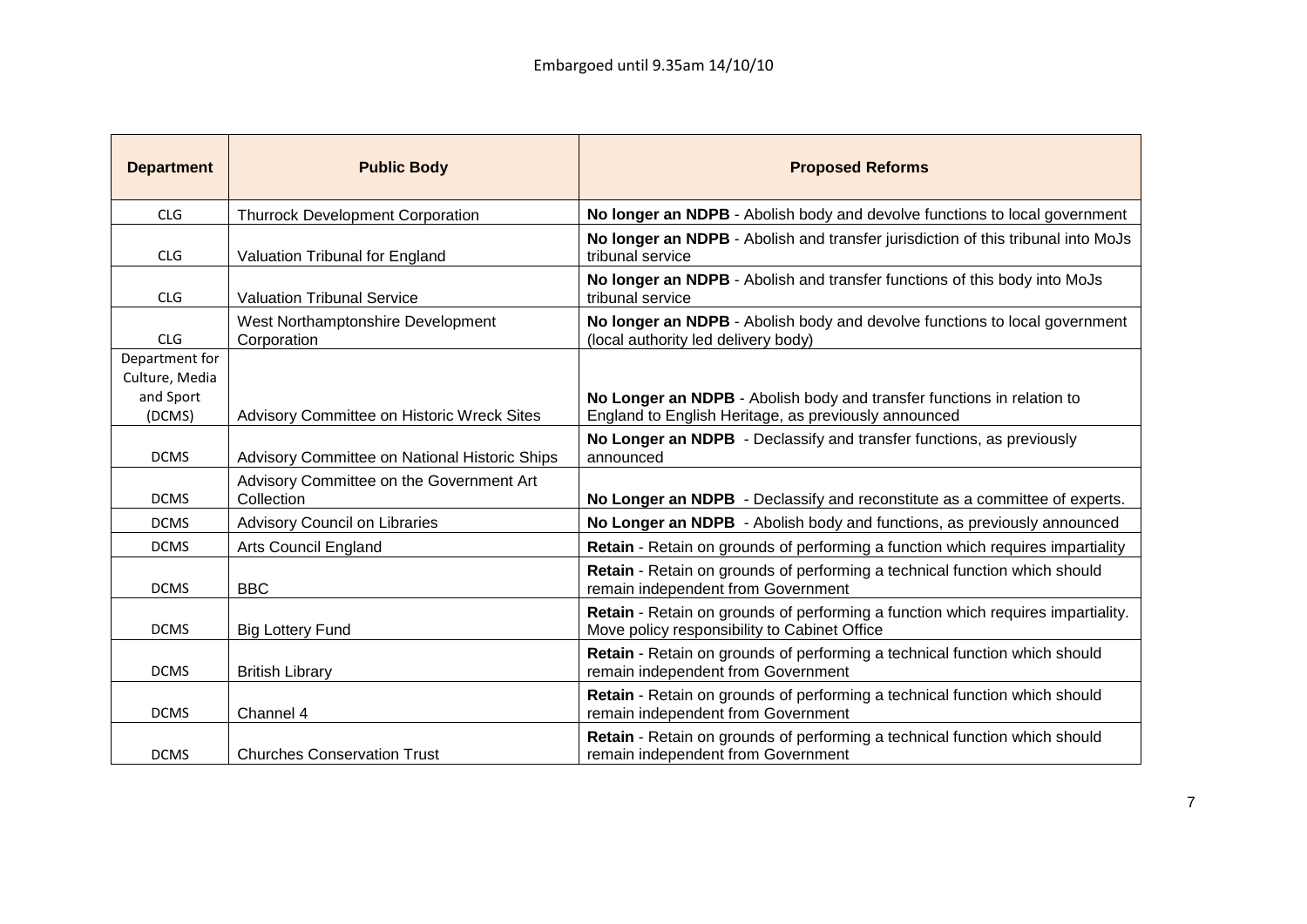Embargoed until 9.35am 14/10/10

| Department | Public Body | Proposed Reforms |
| --- | --- | --- |
| CLG | Thurrock Development Corporation | **No longer an NDPB** - Abolish body and devolve functions to local government |
| CLG | Valuation Tribunal for England | **No longer an NDPB** - Abolish and transfer jurisdiction of this tribunal into MoJs tribunal service |
| CLG | Valuation Tribunal Service | **No longer an NDPB** - Abolish and transfer functions of this body into MoJs tribunal service |
| CLG | West Northamptonshire Development Corporation | **No longer an NDPB** - Abolish body and devolve functions to local government (local authority led delivery body) |
| Department for Culture, Media and Sport (DCMS) | Advisory Committee on Historic Wreck Sites | **No Longer an NDPB** - Abolish body and transfer functions in relation to England to English Heritage, as previously announced |
| DCMS | Advisory Committee on National Historic Ships | **No Longer an NDPB** - Declassify and transfer functions, as previously announced |
| DCMS | Advisory Committee on the Government Art Collection | **No Longer an NDPB** - Declassify and reconstitute as a committee of experts. |
| DCMS | Advisory Council on Libraries | **No Longer an NDPB** - Abolish body and functions, as previously announced |
| DCMS | Arts Council England | **Retain** - Retain on grounds of performing a function which requires impartiality |
| DCMS | BBC | **Retain** - Retain on grounds of performing a technical function which should remain independent from Government |
| DCMS | Big Lottery Fund | **Retain** - Retain on grounds of performing a function which requires impartiality. Move policy responsibility to Cabinet Office |
| DCMS | British Library | **Retain** - Retain on grounds of performing a technical function which should remain independent from Government |
| DCMS | Channel 4 | **Retain** - Retain on grounds of performing a technical function which should remain independent from Government |
| DCMS | Churches Conservation Trust | **Retain** - Retain on grounds of performing a technical function which should remain independent from Government |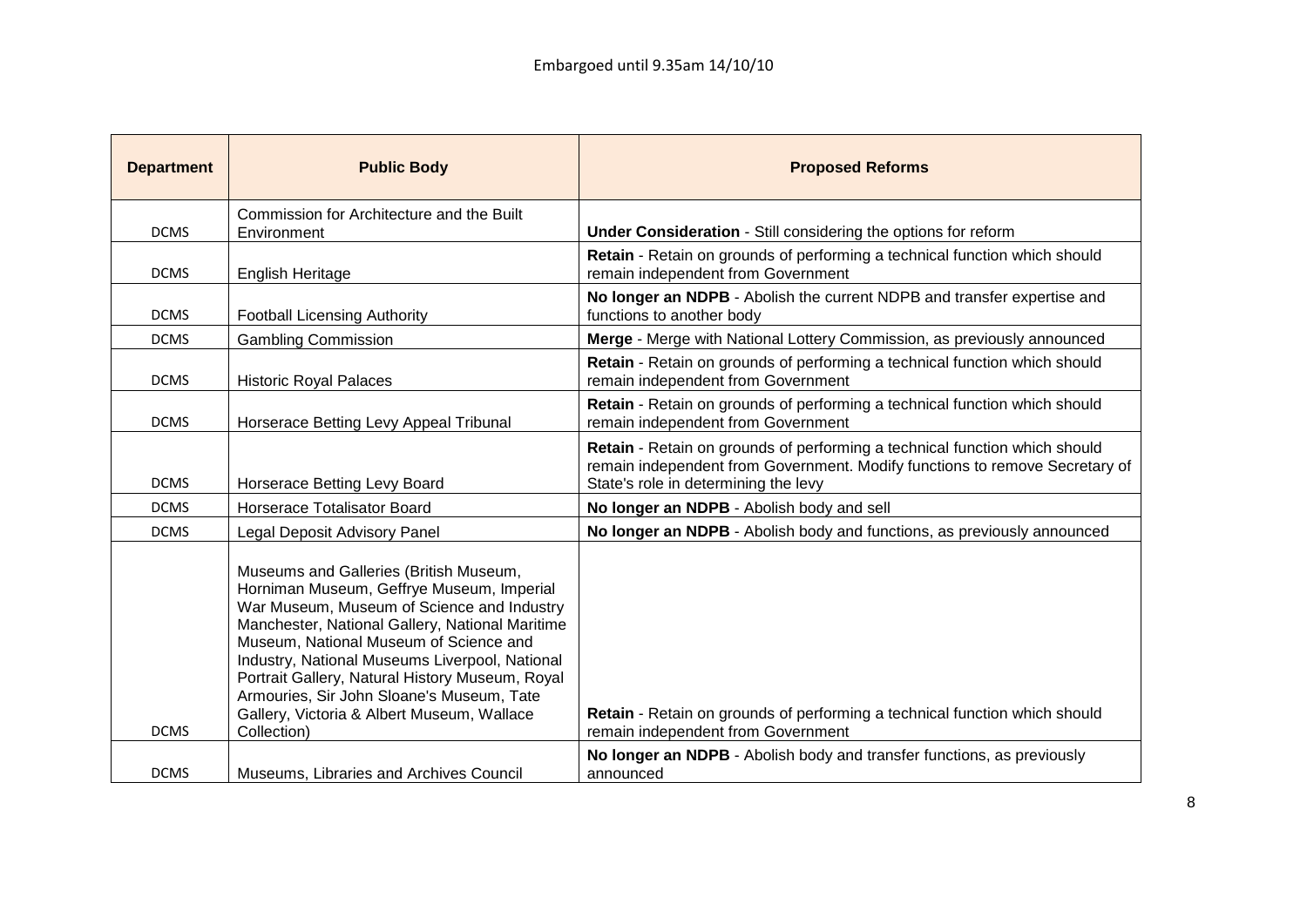Embargoed until 9.35am 14/10/10

| Department | Public Body | Proposed Reforms |
| --- | --- | --- |
| DCMS | Commission for Architecture and the Built Environment | **Under Consideration** - Still considering the options for reform |
| DCMS | English Heritage | **Retain** - Retain on grounds of performing a technical function which should remain independent from Government |
| DCMS | Football Licensing Authority | **No longer an NDPB** - Abolish the current NDPB and transfer expertise and functions to another body |
| DCMS | Gambling Commission | **Merge** - Merge with National Lottery Commission, as previously announced |
| DCMS | Historic Royal Palaces | **Retain** - Retain on grounds of performing a technical function which should remain independent from Government |
| DCMS | Horserace Betting Levy Appeal Tribunal | **Retain** - Retain on grounds of performing a technical function which should remain independent from Government |
| DCMS | Horserace Betting Levy Board | **Retain** - Retain on grounds of performing a technical function which should remain independent from Government. Modify functions to remove Secretary of State's role in determining the levy |
| DCMS | Horserace Totalisator Board | **No longer an NDPB** - Abolish body and sell |
| DCMS | Legal Deposit Advisory Panel | **No longer an NDPB** - Abolish body and functions, as previously announced |
| DCMS | Museums and Galleries (British Museum, Horniman Museum, Geffrye Museum, Imperial War Museum, Museum of Science and Industry Manchester, National Gallery, National Maritime Museum, National Museum of Science and Industry, National Museums Liverpool, National Portrait Gallery, Natural History Museum, Royal Armouries, Sir John Sloane's Museum, Tate Gallery, Victoria & Albert Museum, Wallace Collection) | **Retain** - Retain on grounds of performing a technical function which should remain independent from Government |
| DCMS | Museums, Libraries and Archives Council | **No longer an NDPB** - Abolish body and transfer functions, as previously announced |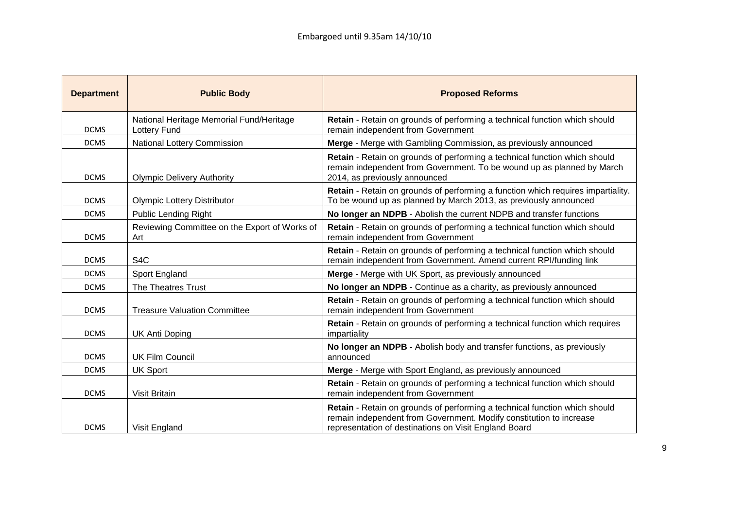Embargoed until 9.35am 14/10/10

| Department | Public Body | Proposed Reforms |
|---|---|---|
| DCMS | National Heritage Memorial Fund/Heritage Lottery Fund | **Retain** - Retain on grounds of performing a technical function which should remain independent from Government |
| DCMS | National Lottery Commission | **Merge** - Merge with Gambling Commission, as previously announced |
| DCMS | Olympic Delivery Authority | **Retain** - Retain on grounds of performing a technical function which should remain independent from Government. To be wound up as planned by March 2014, as previously announced |
| DCMS | Olympic Lottery Distributor | **Retain** - Retain on grounds of performing a function which requires impartiality. To be wound up as planned by March 2013, as previously announced |
| DCMS | Public Lending Right | **No longer an NDPB** - Abolish the current NDPB and transfer functions |
| DCMS | Reviewing Committee on the Export of Works of Art | **Retain** - Retain on grounds of performing a technical function which should remain independent from Government |
| DCMS | S4C | **Retain** - Retain on grounds of performing a technical function which should remain independent from Government. Amend current RPI/funding link |
| DCMS | Sport England | **Merge** - Merge with UK Sport, as previously announced |
| DCMS | The Theatres Trust | **No longer an NDPB** - Continue as a charity, as previously announced |
| DCMS | Treasure Valuation Committee | **Retain** - Retain on grounds of performing a technical function which should remain independent from Government |
| DCMS | UK Anti Doping | **Retain** - Retain on grounds of performing a technical function which requires impartiality |
| DCMS | UK Film Council | **No longer an NDPB** - Abolish body and transfer functions, as previously announced |
| DCMS | UK Sport | **Merge** - Merge with Sport England, as previously announced |
| DCMS | Visit Britain | **Retain** - Retain on grounds of performing a technical function which should remain independent from Government |
| DCMS | Visit England | **Retain** - Retain on grounds of performing a technical function which should remain independent from Government. Modify constitution to increase representation of destinations on Visit England Board |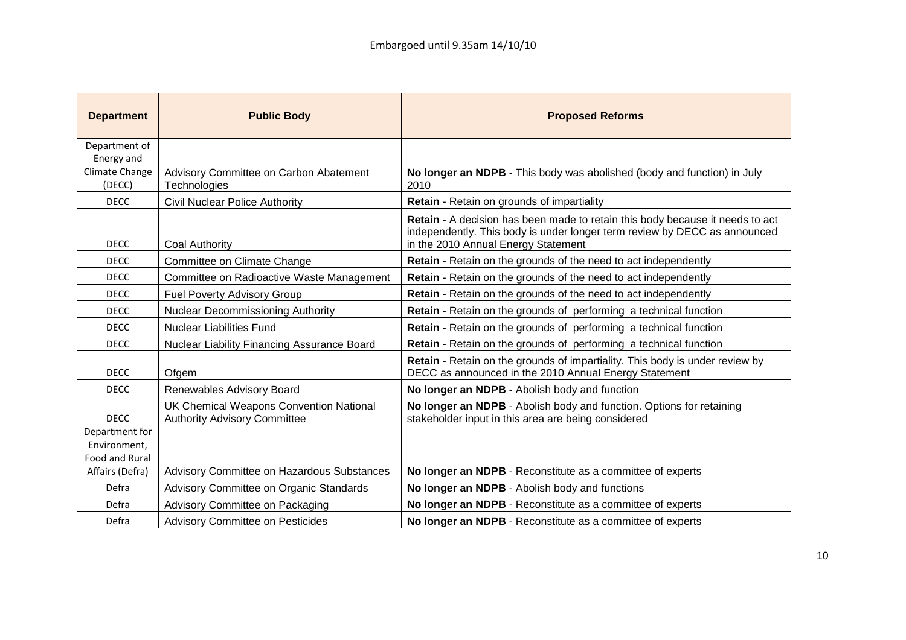| Department | Public Body | Proposed Reforms |
|---|---|---|
| Department of Energy and Climate Change (DECC) | Advisory Committee on Carbon Abatement Technologies | **No longer an NDPB** - This body was abolished (body and function) in July 2010 |
| DECC | Civil Nuclear Police Authority | **Retain** - Retain on grounds of impartiality |
| DECC | Coal Authority | **Retain** - A decision has been made to retain this body because it needs to act independently. This body is under longer term review by DECC as announced in the 2010 Annual Energy Statement |
| DECC | Committee on Climate Change | **Retain** - Retain on the grounds of the need to act independently |
| DECC | Committee on Radioactive Waste Management | **Retain** - Retain on the grounds of the need to act independently |
| DECC | Fuel Poverty Advisory Group | **Retain** - Retain on the grounds of the need to act independently |
| DECC | Nuclear Decommissioning Authority | **Retain** - Retain on the grounds of performing a technical function |
| DECC | Nuclear Liabilities Fund | **Retain** - Retain on the grounds of performing a technical function |
| DECC | Nuclear Liability Financing Assurance Board | **Retain** - Retain on the grounds of performing a technical function |
| DECC | Ofgem | **Retain** - Retain on the grounds of impartiality. This body is under review by DECC as announced in the 2010 Annual Energy Statement |
| DECC | Renewables Advisory Board | **No longer an NDPB** - Abolish body and function |
| DECC | UK Chemical Weapons Convention National Authority Advisory Committee | **No longer an NDPB** - Abolish body and function. Options for retaining stakeholder input in this area are being considered |
| Department for Environment, Food and Rural Affairs (Defra) | Advisory Committee on Hazardous Substances | **No longer an NDPB** - Reconstitute as a committee of experts |
| Defra | Advisory Committee on Organic Standards | **No longer an NDPB** - Abolish body and functions |
| Defra | Advisory Committee on Packaging | **No longer an NDPB** - Reconstitute as a committee of experts |
| Defra | Advisory Committee on Pesticides | **No longer an NDPB** - Reconstitute as a committee of experts |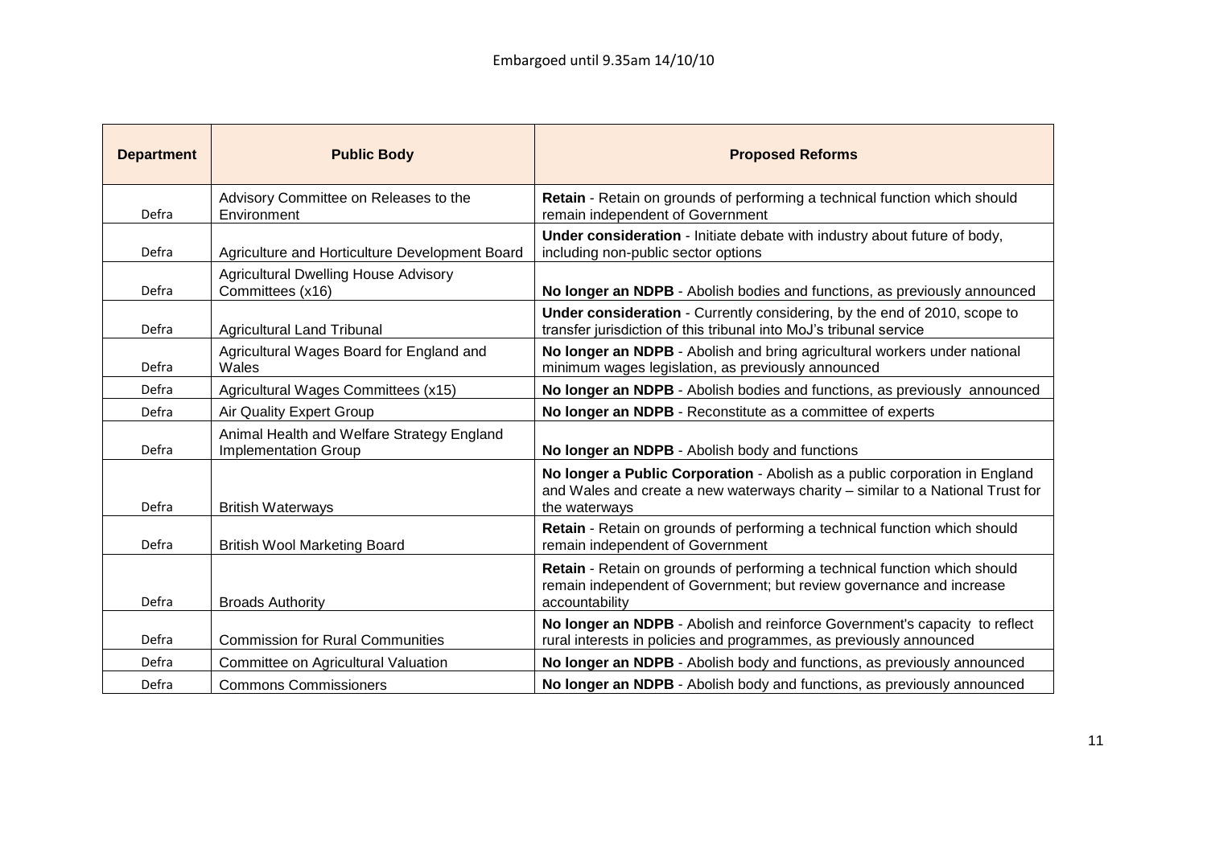Embargoed until 9.35am 14/10/10

| Department | Public Body | Proposed Reforms |
|---|---|---|
| Defra | Advisory Committee on Releases to the Environment | **Retain** - Retain on grounds of performing a technical function which should remain independent of Government |
| Defra | Agriculture and Horticulture Development Board | **Under consideration** - Initiate debate with industry about future of body, including non-public sector options |
| Defra | Agricultural Dwelling House Advisory Committees (x16) | **No longer an NDPB** - Abolish bodies and functions, as previously announced |
| Defra | Agricultural Land Tribunal | **Under consideration** - Currently considering, by the end of 2010, scope to transfer jurisdiction of this tribunal into MoJ's tribunal service |
| Defra | Agricultural Wages Board for England and Wales | **No longer an NDPB** - Abolish and bring agricultural workers under national minimum wages legislation, as previously announced |
| Defra | Agricultural Wages Committees (x15) | **No longer an NDPB** - Abolish bodies and functions, as previously announced |
| Defra | Air Quality Expert Group | **No longer an NDPB** - Reconstitute as a committee of experts |
| Defra | Animal Health and Welfare Strategy England Implementation Group | **No longer an NDPB** - Abolish body and functions |
| Defra | British Waterways | **No longer a Public Corporation** - Abolish as a public corporation in England and Wales and create a new waterways charity – similar to a National Trust for the waterways |
| Defra | British Wool Marketing Board | **Retain** - Retain on grounds of performing a technical function which should remain independent of Government |
| Defra | Broads Authority | **Retain** - Retain on grounds of performing a technical function which should remain independent of Government; but review governance and increase accountability |
| Defra | Commission for Rural Communities | **No longer an NDPB** - Abolish and reinforce Government's capacity to reflect rural interests in policies and programmes, as previously announced |
| Defra | Committee on Agricultural Valuation | **No longer an NDPB** - Abolish body and functions, as previously announced |
| Defra | Commons Commissioners | **No longer an NDPB** - Abolish body and functions, as previously announced |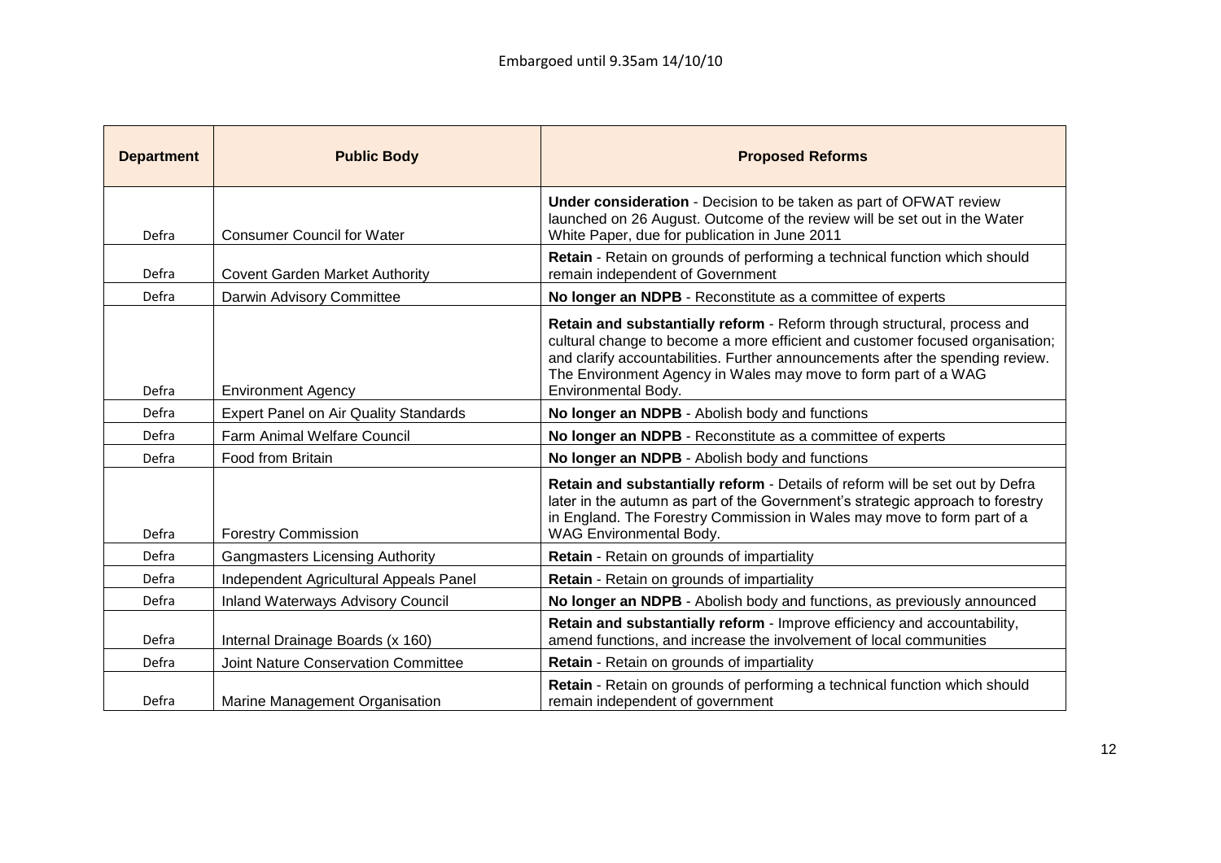Embargoed until 9.35am 14/10/10

| Department | Public Body | Proposed Reforms |
| --- | --- | --- |
| Defra | Consumer Council for Water | **Under consideration** - Decision to be taken as part of OFWAT review launched on 26 August. Outcome of the review will be set out in the Water White Paper, due for publication in June 2011 |
| Defra | Covent Garden Market Authority | **Retain** - Retain on grounds of performing a technical function which should remain independent of Government |
| Defra | Darwin Advisory Committee | **No longer an NDPB** - Reconstitute as a committee of experts |
| Defra | Environment Agency | **Retain and substantially reform** - Reform through structural, process and cultural change to become a more efficient and customer focused organisation; and clarify accountabilities. Further announcements after the spending review. The Environment Agency in Wales may move to form part of a WAG Environmental Body. |
| Defra | Expert Panel on Air Quality Standards | **No longer an NDPB** - Abolish body and functions |
| Defra | Farm Animal Welfare Council | **No longer an NDPB** - Reconstitute as a committee of experts |
| Defra | Food from Britain | **No longer an NDPB** - Abolish body and functions |
| Defra | Forestry Commission | **Retain and substantially reform** - Details of reform will be set out by Defra later in the autumn as part of the Government's strategic approach to forestry in England. The Forestry Commission in Wales may move to form part of a WAG Environmental Body. |
| Defra | Gangmasters Licensing Authority | **Retain** - Retain on grounds of impartiality |
| Defra | Independent Agricultural Appeals Panel | **Retain** - Retain on grounds of impartiality |
| Defra | Inland Waterways Advisory Council | **No longer an NDPB** - Abolish body and functions, as previously announced |
| Defra | Internal Drainage Boards (x 160) | **Retain and substantially reform** - Improve efficiency and accountability, amend functions, and increase the involvement of local communities |
| Defra | Joint Nature Conservation Committee | **Retain** - Retain on grounds of impartiality |
| Defra | Marine Management Organisation | **Retain** - Retain on grounds of performing a technical function which should remain independent of government |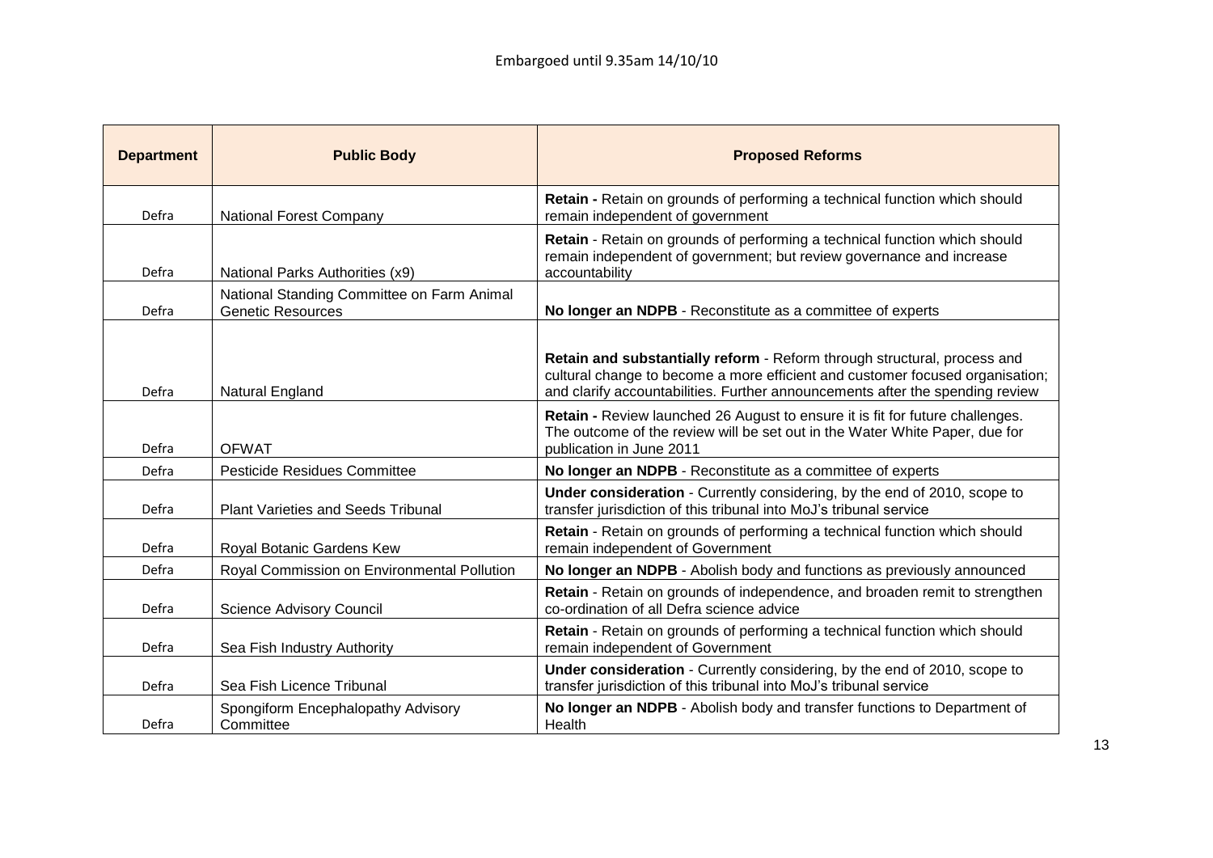Embargoed until 9.35am 14/10/10

| Department | Public Body | Proposed Reforms |
|---|---|---|
| Defra | National Forest Company | **Retain -** Retain on grounds of performing a technical function which should remain independent of government |
| Defra | National Parks Authorities (x9) | **Retain** - Retain on grounds of performing a technical function which should remain independent of government; but review governance and increase accountability |
| Defra | National Standing Committee on Farm Animal Genetic Resources | **No longer an NDPB** - Reconstitute as a committee of experts |
| Defra | Natural England | **Retain and substantially reform** - Reform through structural, process and cultural change to become a more efficient and customer focused organisation; and clarify accountabilities. Further announcements after the spending review |
| Defra | OFWAT | **Retain -** Review launched 26 August to ensure it is fit for future challenges. The outcome of the review will be set out in the Water White Paper, due for publication in June 2011 |
| Defra | Pesticide Residues Committee | **No longer an NDPB** - Reconstitute as a committee of experts |
| Defra | Plant Varieties and Seeds Tribunal | **Under consideration** - Currently considering, by the end of 2010, scope to transfer jurisdiction of this tribunal into MoJ's tribunal service |
| Defra | Royal Botanic Gardens Kew | **Retain** - Retain on grounds of performing a technical function which should remain independent of Government |
| Defra | Royal Commission on Environmental Pollution | **No longer an NDPB** - Abolish body and functions as previously announced |
| Defra | Science Advisory Council | **Retain** - Retain on grounds of independence, and broaden remit to strengthen co-ordination of all Defra science advice |
| Defra | Sea Fish Industry Authority | **Retain** - Retain on grounds of performing a technical function which should remain independent of Government |
| Defra | Sea Fish Licence Tribunal | **Under consideration** - Currently considering, by the end of 2010, scope to transfer jurisdiction of this tribunal into MoJ's tribunal service |
| Defra | Spongiform Encephalopathy Advisory Committee | **No longer an NDPB** - Abolish body and transfer functions to Department of Health |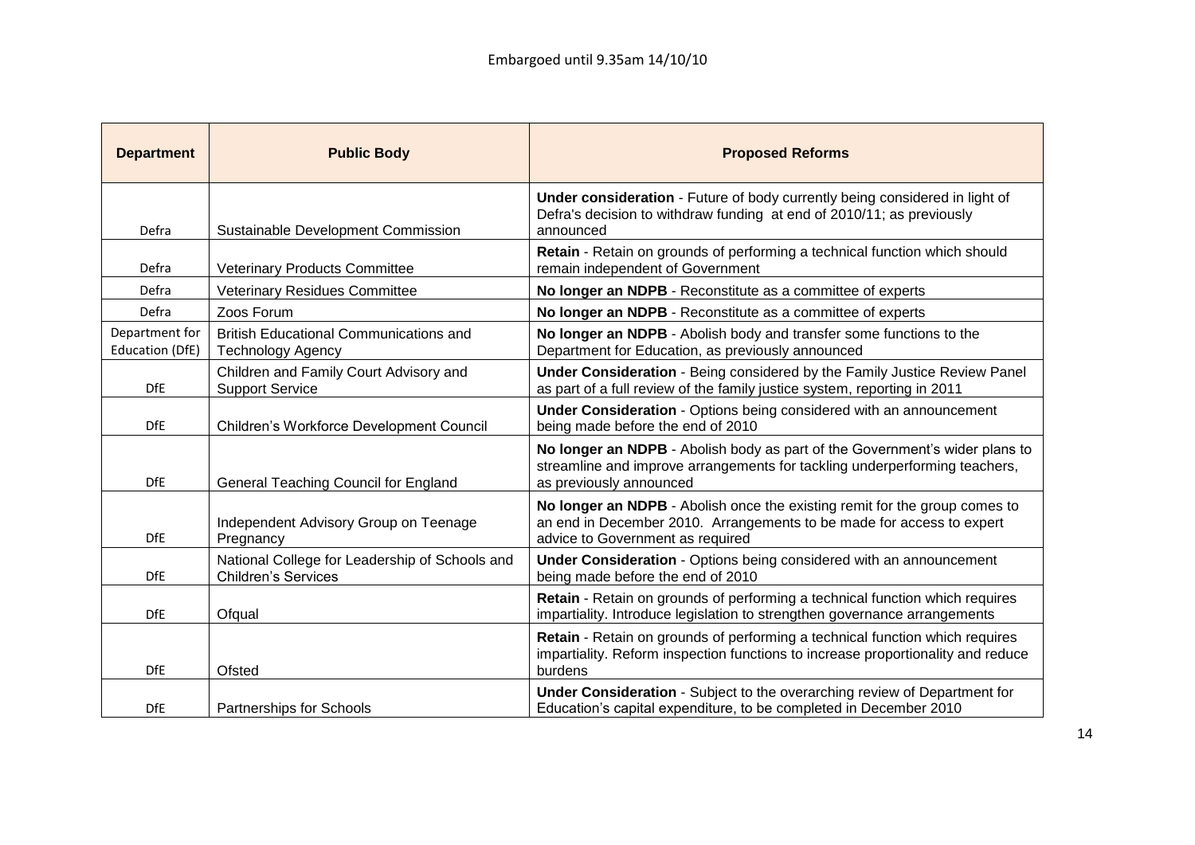Embargoed until 9.35am 14/10/10

| Department | Public Body | Proposed Reforms |
| --- | --- | --- |
| Defra | Sustainable Development Commission | **Under consideration** - Future of body currently being considered in light of Defra's decision to withdraw funding at end of 2010/11; as previously announced |
| Defra | Veterinary Products Committee | **Retain** - Retain on grounds of performing a technical function which should remain independent of Government |
| Defra | Veterinary Residues Committee | **No longer an NDPB** - Reconstitute as a committee of experts |
| Defra | Zoos Forum | **No longer an NDPB** - Reconstitute as a committee of experts |
| Department for Education (DfE) | British Educational Communications and Technology Agency | **No longer an NDPB** - Abolish body and transfer some functions to the Department for Education, as previously announced |
| DfE | Children and Family Court Advisory and Support Service | **Under Consideration** - Being considered by the Family Justice Review Panel as part of a full review of the family justice system, reporting in 2011 |
| DfE | Children's Workforce Development Council | **Under Consideration** - Options being considered with an announcement being made before the end of 2010 |
| DfE | General Teaching Council for England | **No longer an NDPB** - Abolish body as part of the Government's wider plans to streamline and improve arrangements for tackling underperforming teachers, as previously announced |
| DfE | Independent Advisory Group on Teenage Pregnancy | **No longer an NDPB** - Abolish once the existing remit for the group comes to an end in December 2010. Arrangements to be made for access to expert advice to Government as required |
| DfE | National College for Leadership of Schools and Children's Services | **Under Consideration** - Options being considered with an announcement being made before the end of 2010 |
| DfE | Ofqual | **Retain** - Retain on grounds of performing a technical function which requires impartiality. Introduce legislation to strengthen governance arrangements |
| DfE | Ofsted | **Retain** - Retain on grounds of performing a technical function which requires impartiality. Reform inspection functions to increase proportionality and reduce burdens |
| DfE | Partnerships for Schools | **Under Consideration** - Subject to the overarching review of Department for Education's capital expenditure, to be completed in December 2010 |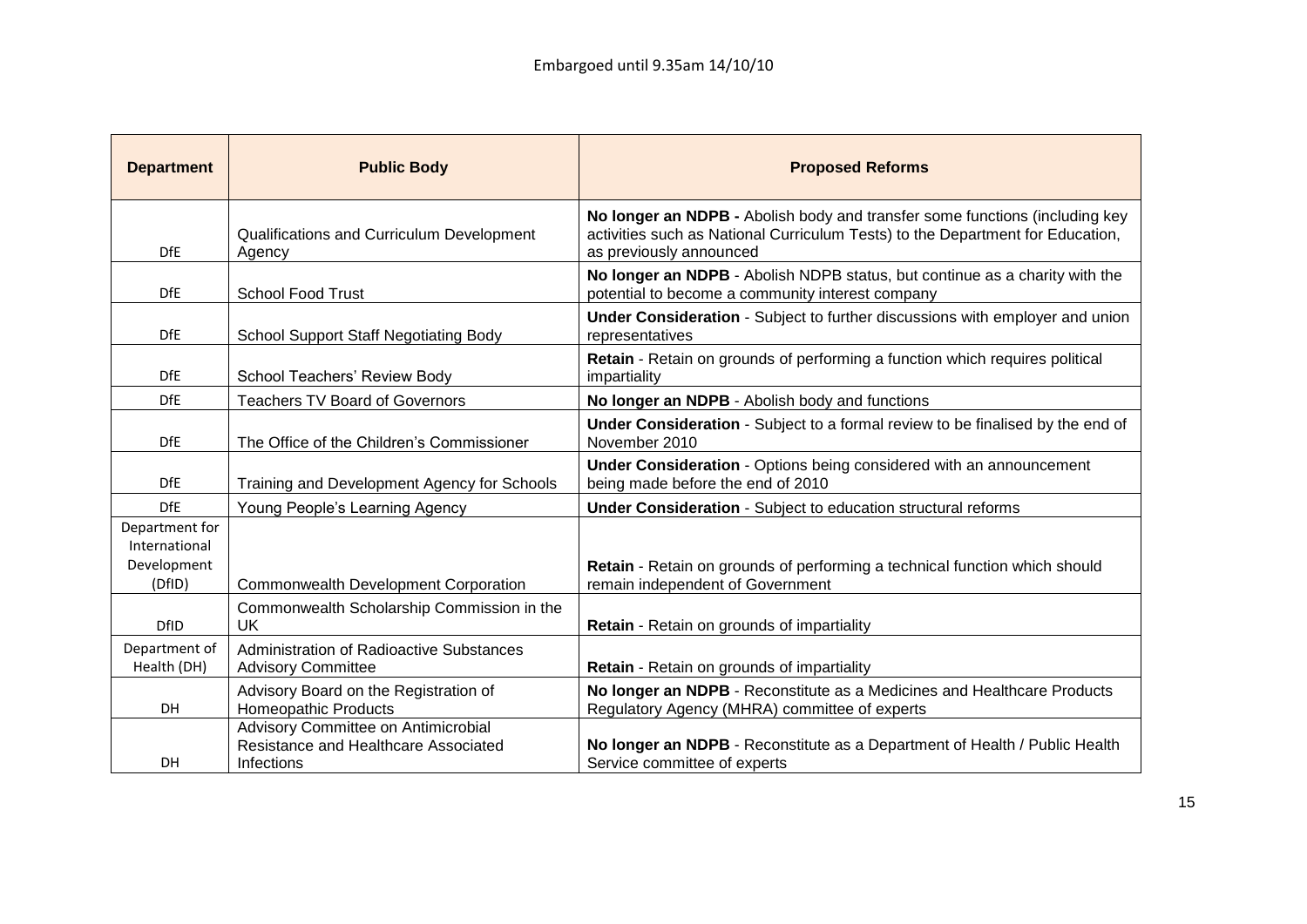Embargoed until 9.35am 14/10/10

| Department | Public Body | Proposed Reforms |
| --- | --- | --- |
| DfE | Qualifications and Curriculum Development Agency | **No longer an NDPB -** Abolish body and transfer some functions (including key activities such as National Curriculum Tests) to the Department for Education, as previously announced |
| DfE | School Food Trust | **No longer an NDPB** - Abolish NDPB status, but continue as a charity with the potential to become a community interest company |
| DfE | School Support Staff Negotiating Body | **Under Consideration** - Subject to further discussions with employer and union representatives |
| DfE | School Teachers' Review Body | **Retain** - Retain on grounds of performing a function which requires political impartiality |
| DfE | Teachers TV Board of Governors | **No longer an NDPB** - Abolish body and functions |
| DfE | The Office of the Children's Commissioner | **Under Consideration** - Subject to a formal review to be finalised by the end of November 2010 |
| DfE | Training and Development Agency for Schools | **Under Consideration** - Options being considered with an announcement being made before the end of 2010 |
| DfE | Young People's Learning Agency | **Under Consideration** - Subject to education structural reforms |
| Department for International Development (DfID) | Commonwealth Development Corporation | **Retain** - Retain on grounds of performing a technical function which should remain independent of Government |
| DfID | Commonwealth Scholarship Commission in the UK | **Retain** - Retain on grounds of impartiality |
| Department of Health (DH) | Administration of Radioactive Substances Advisory Committee | **Retain** - Retain on grounds of impartiality |
| DH | Advisory Board on the Registration of Homeopathic Products | **No longer an NDPB** - Reconstitute as a Medicines and Healthcare Products Regulatory Agency (MHRA) committee of experts |
| DH | Advisory Committee on Antimicrobial Resistance and Healthcare Associated Infections | **No longer an NDPB** - Reconstitute as a Department of Health / Public Health Service committee of experts |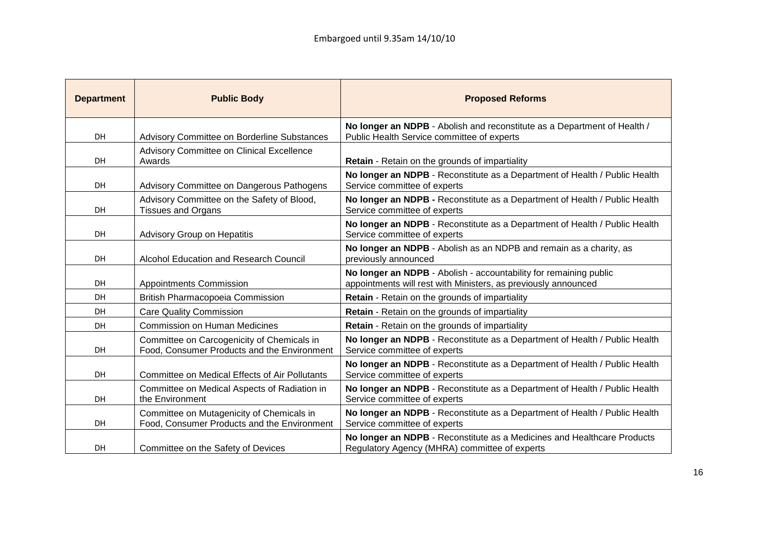Embargoed until 9.35am 14/10/10

| Department | Public Body | Proposed Reforms |
|---|---|---|
| DH | Advisory Committee on Borderline Substances | **No longer an NDPB** - Abolish and reconstitute as a Department of Health / Public Health Service committee of experts |
| DH | Advisory Committee on Clinical Excellence Awards | **Retain** - Retain on the grounds of impartiality |
| DH | Advisory Committee on Dangerous Pathogens | **No longer an NDPB** - Reconstitute as a Department of Health / Public Health Service committee of experts |
| DH | Advisory Committee on the Safety of Blood, Tissues and Organs | **No longer an NDPB -** Reconstitute as a Department of Health / Public Health Service committee of experts |
| DH | Advisory Group on Hepatitis | **No longer an NDPB** - Reconstitute as a Department of Health / Public Health Service committee of experts |
| DH | Alcohol Education and Research Council | **No longer an NDPB** - Abolish as an NDPB and remain as a charity, as previously announced |
| DH | Appointments Commission | **No longer an NDPB** - Abolish - accountability for remaining public appointments will rest with Ministers, as previously announced |
| DH | British Pharmacopoeia Commission | **Retain** - Retain on the grounds of impartiality |
| DH | Care Quality Commission | **Retain** - Retain on the grounds of impartiality |
| DH | Commission on Human Medicines | **Retain** - Retain on the grounds of impartiality |
| DH | Committee on Carcogenicity of Chemicals in Food, Consumer Products and the Environment | **No longer an NDPB** - Reconstitute as a Department of Health / Public Health Service committee of experts |
| DH | Committee on Medical Effects of Air Pollutants | **No longer an NDPB** - Reconstitute as a Department of Health / Public Health Service committee of experts |
| DH | Committee on Medical Aspects of Radiation in the Environment | **No longer an NDPB** - Reconstitute as a Department of Health / Public Health Service committee of experts |
| DH | Committee on Mutagenicity of Chemicals in Food, Consumer Products and the Environment | **No longer an NDPB** - Reconstitute as a Department of Health / Public Health Service committee of experts |
| DH | Committee on the Safety of Devices | **No longer an NDPB** - Reconstitute as a Medicines and Healthcare Products Regulatory Agency (MHRA) committee of experts |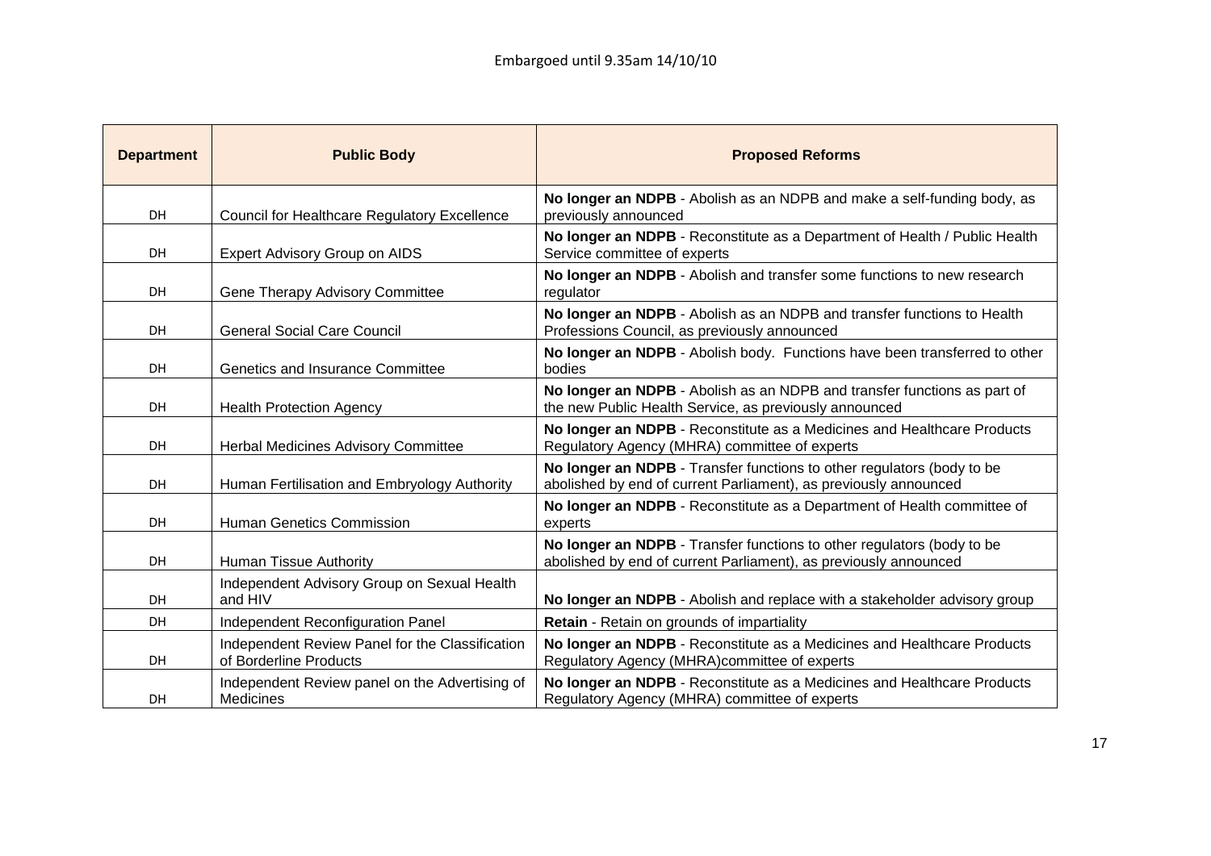Embargoed until 9.35am 14/10/10

| Department | Public Body | Proposed Reforms |
|---|---|---|
| DH | Council for Healthcare Regulatory Excellence | **No longer an NDPB** - Abolish as an NDPB and make a self-funding body, as previously announced |
| DH | Expert Advisory Group on AIDS | **No longer an NDPB** - Reconstitute as a Department of Health / Public Health Service committee of experts |
| DH | Gene Therapy Advisory Committee | **No longer an NDPB** - Abolish and transfer some functions to new research regulator |
| DH | General Social Care Council | **No longer an NDPB** - Abolish as an NDPB and transfer functions to Health Professions Council, as previously announced |
| DH | Genetics and Insurance Committee | **No longer an NDPB** - Abolish body. Functions have been transferred to other bodies |
| DH | Health Protection Agency | **No longer an NDPB** - Abolish as an NDPB and transfer functions as part of the new Public Health Service, as previously announced |
| DH | Herbal Medicines Advisory Committee | **No longer an NDPB** - Reconstitute as a Medicines and Healthcare Products Regulatory Agency (MHRA) committee of experts |
| DH | Human Fertilisation and Embryology Authority | **No longer an NDPB** - Transfer functions to other regulators (body to be abolished by end of current Parliament), as previously announced |
| DH | Human Genetics Commission | **No longer an NDPB** - Reconstitute as a Department of Health committee of experts |
| DH | Human Tissue Authority | **No longer an NDPB** - Transfer functions to other regulators (body to be abolished by end of current Parliament), as previously announced |
| DH | Independent Advisory Group on Sexual Health and HIV | **No longer an NDPB** - Abolish and replace with a stakeholder advisory group |
| DH | Independent Reconfiguration Panel | **Retain** - Retain on grounds of impartiality |
| DH | Independent Review Panel for the Classification of Borderline Products | **No longer an NDPB** - Reconstitute as a Medicines and Healthcare Products Regulatory Agency (MHRA)committee of experts |
| DH | Independent Review panel on the Advertising of Medicines | **No longer an NDPB** - Reconstitute as a Medicines and Healthcare Products Regulatory Agency (MHRA) committee of experts |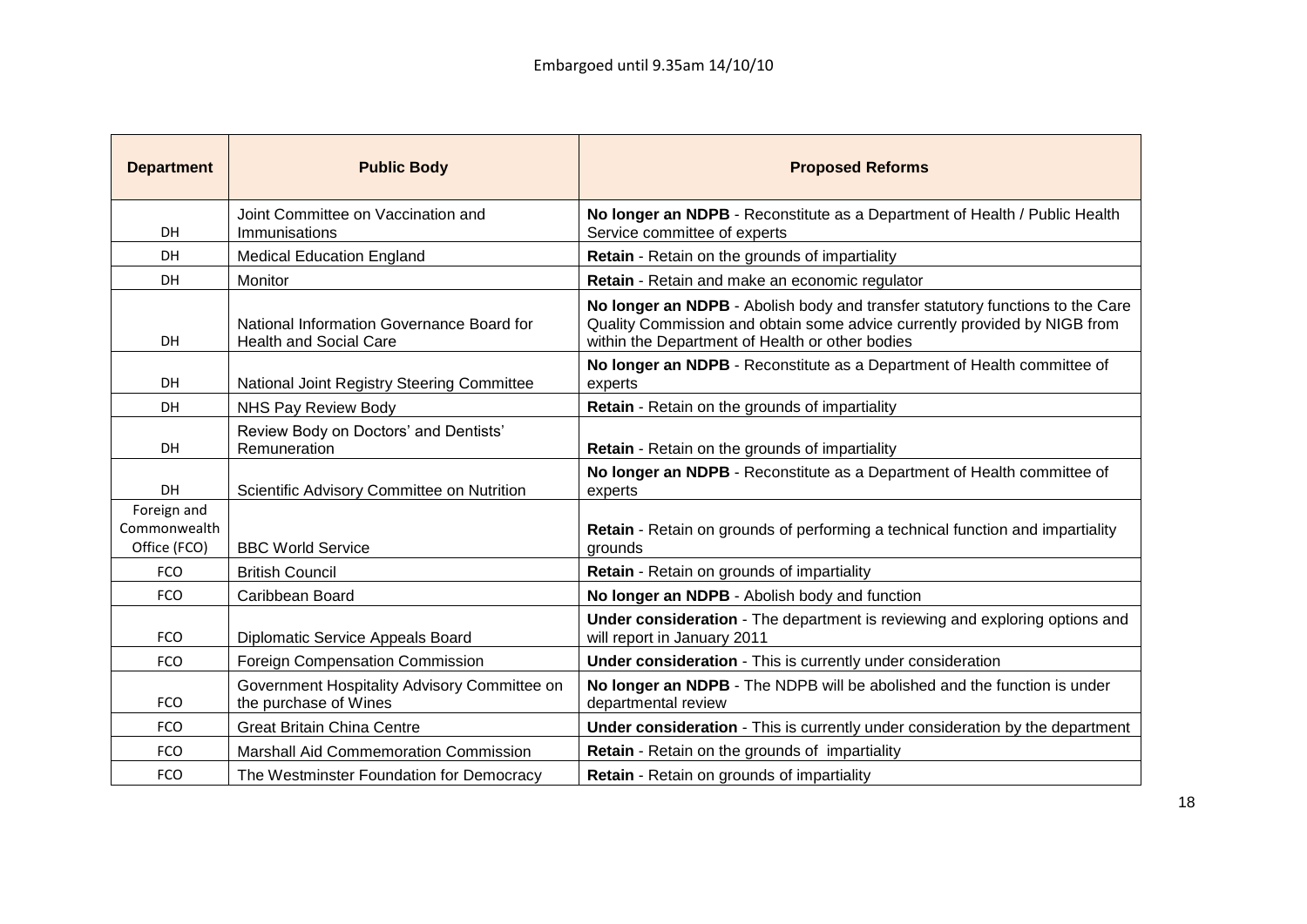Embargoed until 9.35am 14/10/10

| Department | Public Body | Proposed Reforms |
|---|---|---|
| DH | Joint Committee on Vaccination and Immunisations | **No longer an NDPB** - Reconstitute as a Department of Health / Public Health Service committee of experts |
| DH | Medical Education England | **Retain** - Retain on the grounds of impartiality |
| DH | Monitor | **Retain** - Retain and make an economic regulator |
| DH | National Information Governance Board for Health and Social Care | **No longer an NDPB** - Abolish body and transfer statutory functions to the Care Quality Commission and obtain some advice currently provided by NIGB from within the Department of Health or other bodies |
| DH | National Joint Registry Steering Committee | **No longer an NDPB** - Reconstitute as a Department of Health committee of experts |
| DH | NHS Pay Review Body | **Retain** - Retain on the grounds of impartiality |
| DH | Review Body on Doctors' and Dentists' Remuneration | **Retain** - Retain on the grounds of impartiality |
| DH | Scientific Advisory Committee on Nutrition | **No longer an NDPB** - Reconstitute as a Department of Health committee of experts |
| Foreign and Commonwealth Office (FCO) | BBC World Service | **Retain** - Retain on grounds of performing a technical function and impartiality grounds |
| FCO | British Council | **Retain** - Retain on grounds of impartiality |
| FCO | Caribbean Board | **No longer an NDPB** - Abolish body and function |
| FCO | Diplomatic Service Appeals Board | **Under consideration** - The department is reviewing and exploring options and will report in January 2011 |
| FCO | Foreign Compensation Commission | **Under consideration** - This is currently under consideration |
| FCO | Government Hospitality Advisory Committee on the purchase of Wines | **No longer an NDPB** - The NDPB will be abolished and the function is under departmental review |
| FCO | Great Britain China Centre | **Under consideration** - This is currently under consideration by the department |
| FCO | Marshall Aid Commemoration Commission | **Retain** - Retain on the grounds of impartiality |
| FCO | The Westminster Foundation for Democracy | **Retain** - Retain on grounds of impartiality |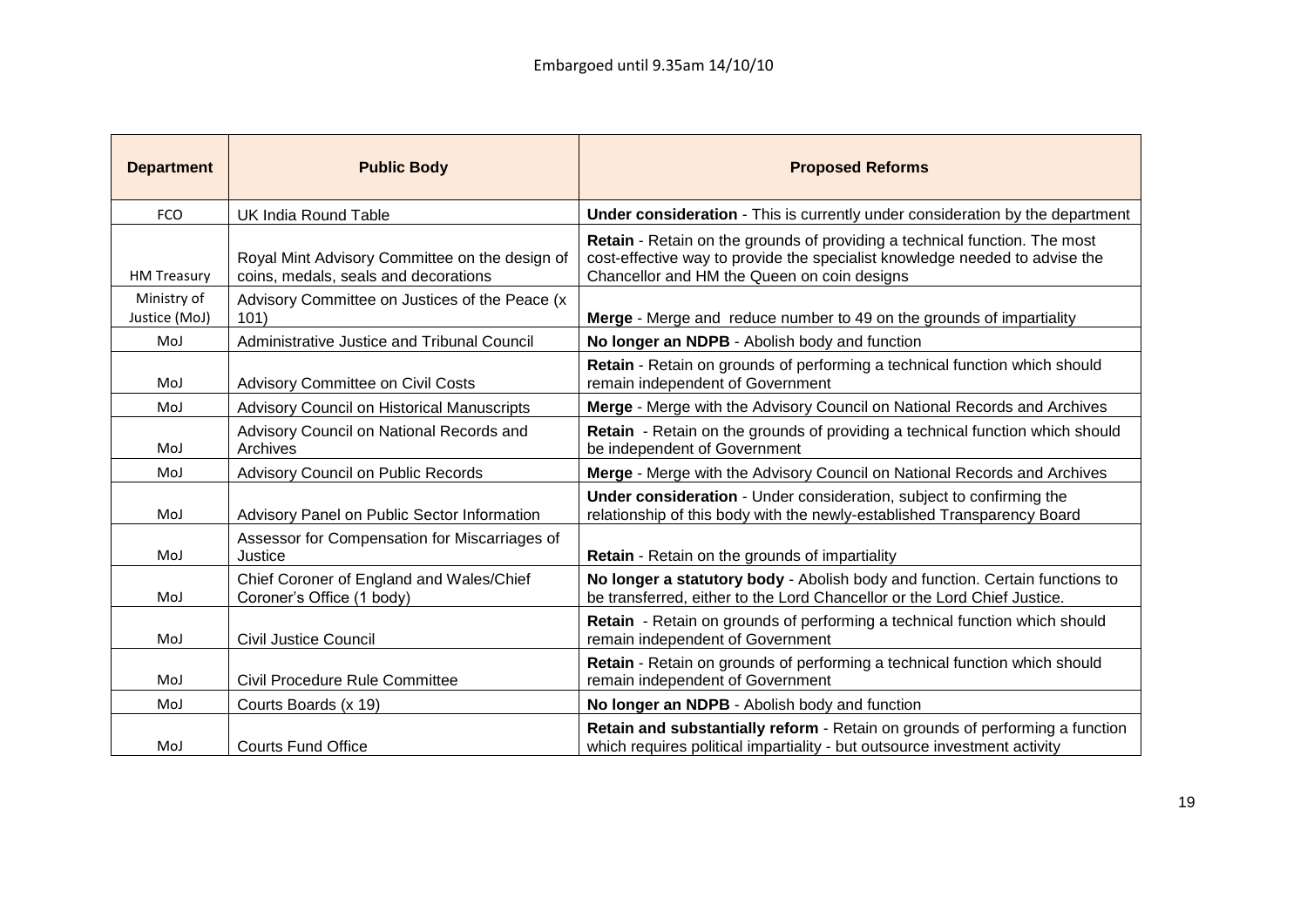Embargoed until 9.35am 14/10/10

| Department | Public Body | Proposed Reforms |
| --- | --- | --- |
| FCO | UK India Round Table | **Under consideration** - This is currently under consideration by the department |
| HM Treasury | Royal Mint Advisory Committee on the design of coins, medals, seals and decorations | **Retain** - Retain on the grounds of providing a technical function. The most cost-effective way to provide the specialist knowledge needed to advise the Chancellor and HM the Queen on coin designs |
| Ministry of Justice (MoJ) | Advisory Committee on Justices of the Peace (x 101) | **Merge** - Merge and reduce number to 49 on the grounds of impartiality |
| MoJ | Administrative Justice and Tribunal Council | **No longer an NDPB** - Abolish body and function |
| MoJ | Advisory Committee on Civil Costs | **Retain** - Retain on grounds of performing a technical function which should remain independent of Government |
| MoJ | Advisory Council on Historical Manuscripts | **Merge** - Merge with the Advisory Council on National Records and Archives |
| MoJ | Advisory Council on National Records and Archives | **Retain** - Retain on the grounds of providing a technical function which should be independent of Government |
| MoJ | Advisory Council on Public Records | **Merge** - Merge with the Advisory Council on National Records and Archives |
| MoJ | Advisory Panel on Public Sector Information | **Under consideration** - Under consideration, subject to confirming the relationship of this body with the newly-established Transparency Board |
| MoJ | Assessor for Compensation for Miscarriages of Justice | **Retain** - Retain on the grounds of impartiality |
| MoJ | Chief Coroner of England and Wales/Chief Coroner's Office (1 body) | **No longer a statutory body** - Abolish body and function. Certain functions to be transferred, either to the Lord Chancellor or the Lord Chief Justice. |
| MoJ | Civil Justice Council | **Retain** - Retain on grounds of performing a technical function which should remain independent of Government |
| MoJ | Civil Procedure Rule Committee | **Retain** - Retain on grounds of performing a technical function which should remain independent of Government |
| MoJ | Courts Boards (x 19) | **No longer an NDPB** - Abolish body and function |
| MoJ | Courts Fund Office | **Retain and substantially reform** - Retain on grounds of performing a function which requires political impartiality - but outsource investment activity |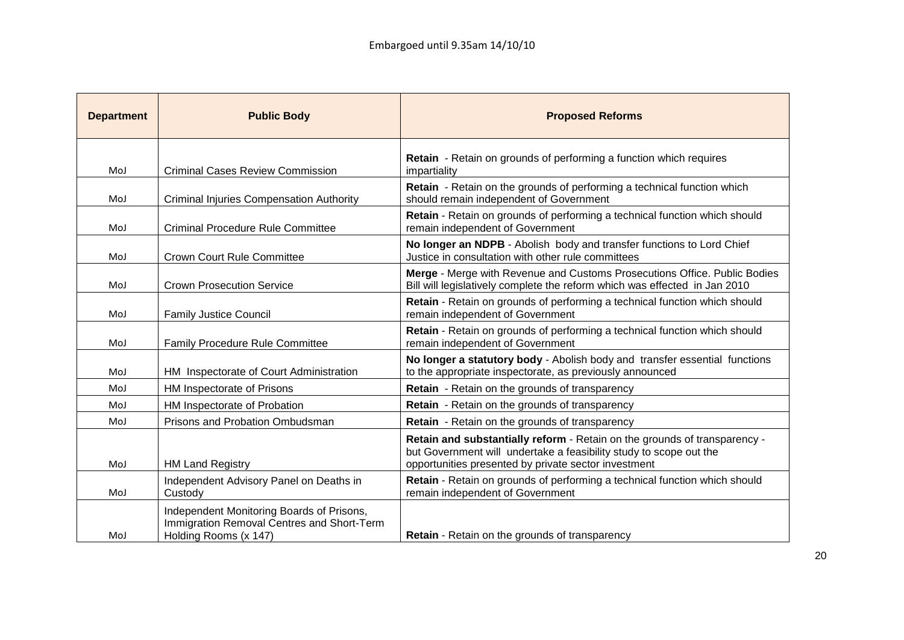Embargoed until 9.35am 14/10/10

| Department | Public Body | Proposed Reforms |
|---|---|---|
| MoJ | Criminal Cases Review Commission | **Retain** - Retain on grounds of performing a function which requires impartiality |
| MoJ | Criminal Injuries Compensation Authority | **Retain** - Retain on the grounds of performing a technical function which should remain independent of Government |
| MoJ | Criminal Procedure Rule Committee | **Retain** - Retain on grounds of performing a technical function which should remain independent of Government |
| MoJ | Crown Court Rule Committee | **No longer an NDPB** - Abolish body and transfer functions to Lord Chief Justice in consultation with other rule committees |
| MoJ | Crown Prosecution Service | **Merge** - Merge with Revenue and Customs Prosecutions Office. Public Bodies Bill will legislatively complete the reform which was effected in Jan 2010 |
| MoJ | Family Justice Council | **Retain** - Retain on grounds of performing a technical function which should remain independent of Government |
| MoJ | Family Procedure Rule Committee | **Retain** - Retain on grounds of performing a technical function which should remain independent of Government |
| MoJ | HM Inspectorate of Court Administration | **No longer a statutory body** - Abolish body and transfer essential functions to the appropriate inspectorate, as previously announced |
| MoJ | HM Inspectorate of Prisons | **Retain** - Retain on the grounds of transparency |
| MoJ | HM Inspectorate of Probation | **Retain** - Retain on the grounds of transparency |
| MoJ | Prisons and Probation Ombudsman | **Retain** - Retain on the grounds of transparency |
| MoJ | HM Land Registry | **Retain and substantially reform** - Retain on the grounds of transparency - but Government will undertake a feasibility study to scope out the opportunities presented by private sector investment |
| MoJ | Independent Advisory Panel on Deaths in Custody | **Retain** - Retain on grounds of performing a technical function which should remain independent of Government |
| MoJ | Independent Monitoring Boards of Prisons, Immigration Removal Centres and Short-Term Holding Rooms (x 147) | **Retain** - Retain on the grounds of transparency |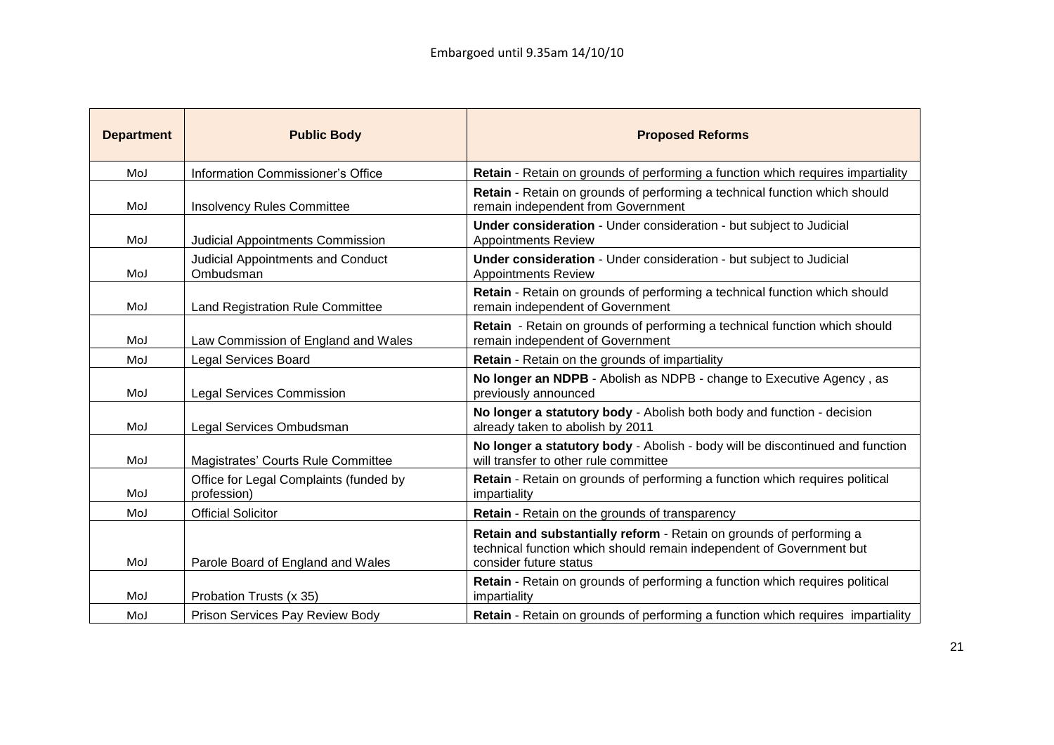Embargoed until 9.35am 14/10/10

| Department | Public Body | Proposed Reforms |
| --- | --- | --- |
| MoJ | Information Commissioner's Office | **Retain** - Retain on grounds of performing a function which requires impartiality |
| MoJ | Insolvency Rules Committee | **Retain** - Retain on grounds of performing a technical function which should remain independent from Government |
| MoJ | Judicial Appointments Commission | **Under consideration** - Under consideration - but subject to Judicial Appointments Review |
| MoJ | Judicial Appointments and Conduct Ombudsman | **Under consideration** - Under consideration - but subject to Judicial Appointments Review |
| MoJ | Land Registration Rule Committee | **Retain** - Retain on grounds of performing a technical function which should remain independent of Government |
| MoJ | Law Commission of England and Wales | **Retain** - Retain on grounds of performing a technical function which should remain independent of Government |
| MoJ | Legal Services Board | **Retain** - Retain on the grounds of impartiality |
| MoJ | Legal Services Commission | **No longer an NDPB** - Abolish as NDPB - change to Executive Agency , as previously announced |
| MoJ | Legal Services Ombudsman | **No longer a statutory body** - Abolish both body and function - decision already taken to abolish by 2011 |
| MoJ | Magistrates' Courts Rule Committee | **No longer a statutory body** - Abolish - body will be discontinued and function will transfer to other rule committee |
| MoJ | Office for Legal Complaints (funded by profession) | **Retain** - Retain on grounds of performing a function which requires political impartiality |
| MoJ | Official Solicitor | **Retain** - Retain on the grounds of transparency |
| MoJ | Parole Board of England and Wales | **Retain and substantially reform** - Retain on grounds of performing a technical function which should remain independent of Government but consider future status |
| MoJ | Probation Trusts (x 35) | **Retain** - Retain on grounds of performing a function which requires political impartiality |
| MoJ | Prison Services Pay Review Body | **Retain** - Retain on grounds of performing a function which requires impartiality |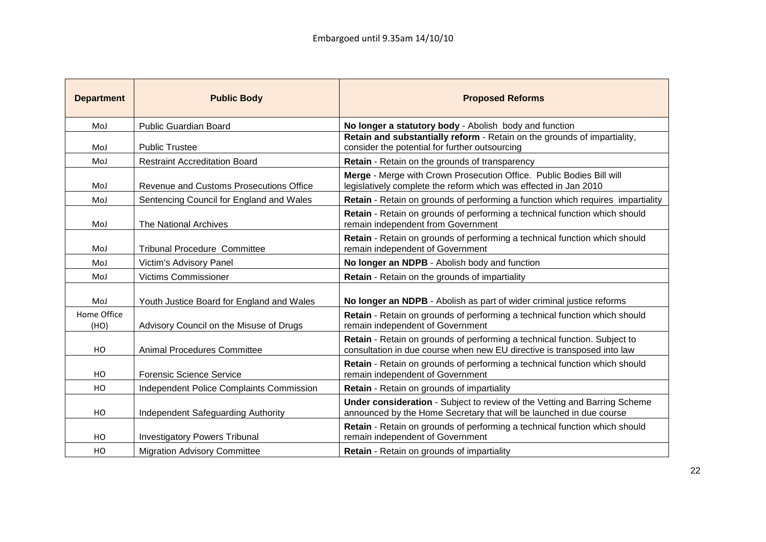Embargoed until 9.35am 14/10/10

| Department | Public Body | Proposed Reforms |
| --- | --- | --- |
| MoJ | Public Guardian Board | **No longer a statutory body** - Abolish body and function |
| MoJ | Public Trustee | **Retain and substantially reform** - Retain on the grounds of impartiality, consider the potential for further outsourcing |
| MoJ | Restraint Accreditation Board | **Retain** - Retain on the grounds of transparency |
| MoJ | Revenue and Customs Prosecutions Office | **Merge** - Merge with Crown Prosecution Office. Public Bodies Bill will legislatively complete the reform which was effected in Jan 2010 |
| MoJ | Sentencing Council for England and Wales | **Retain** - Retain on grounds of performing a function which requires impartiality |
| MoJ | The National Archives | **Retain** - Retain on grounds of performing a technical function which should remain independent from Government |
| MoJ | Tribunal Procedure Committee | **Retain** - Retain on grounds of performing a technical function which should remain independent of Government |
| MoJ | Victim's Advisory Panel | **No longer an NDPB** - Abolish body and function |
| MoJ | Victims Commissioner | **Retain** - Retain on the grounds of impartiality |
| MoJ | Youth Justice Board for England and Wales | **No longer an NDPB** - Abolish as part of wider criminal justice reforms |
| Home Office (HO) | Advisory Council on the Misuse of Drugs | **Retain** - Retain on grounds of performing a technical function which should remain independent of Government |
| HO | Animal Procedures Committee | **Retain** - Retain on grounds of performing a technical function. Subject to consultation in due course when new EU directive is transposed into law |
| HO | Forensic Science Service | **Retain** - Retain on grounds of performing a technical function which should remain independent of Government |
| HO | Independent Police Complaints Commission | **Retain** - Retain on grounds of impartiality |
| HO | Independent Safeguarding Authority | **Under consideration** - Subject to review of the Vetting and Barring Scheme announced by the Home Secretary that will be launched in due course |
| HO | Investigatory Powers Tribunal | **Retain** - Retain on grounds of performing a technical function which should remain independent of Government |
| HO | Migration Advisory Committee | **Retain** - Retain on grounds of impartiality |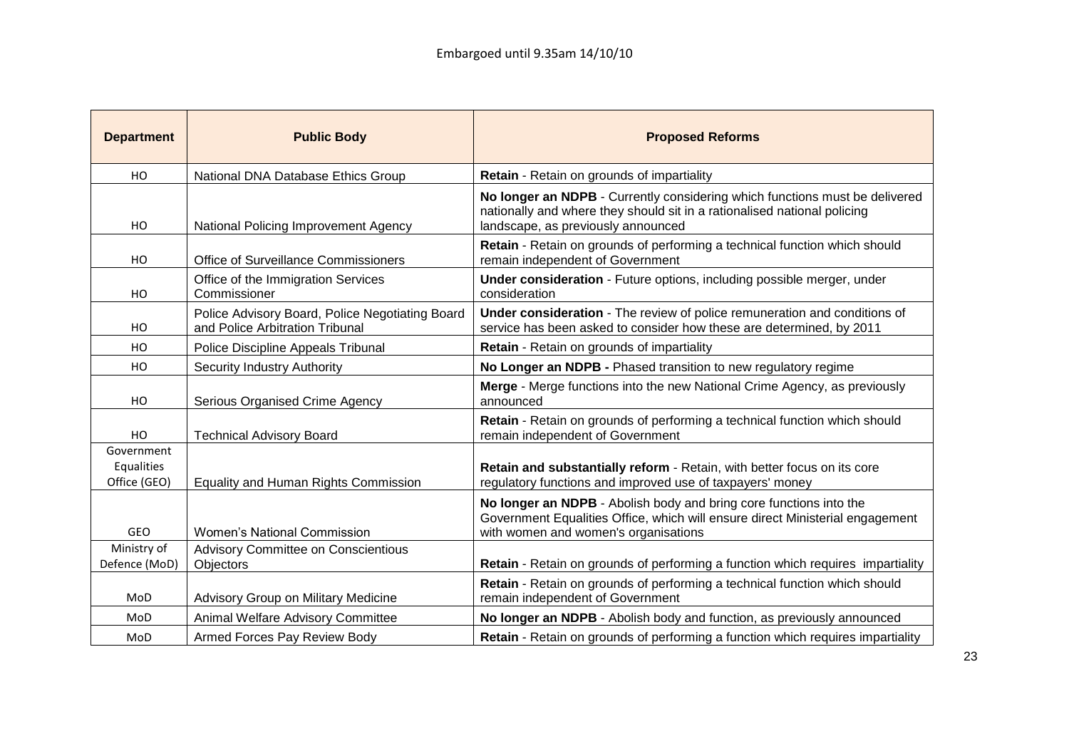Embargoed until 9.35am 14/10/10

| Department | Public Body | Proposed Reforms |
| --- | --- | --- |
| HO | National DNA Database Ethics Group | **Retain** - Retain on grounds of impartiality |
| HO | National Policing Improvement Agency | **No longer an NDPB** - Currently considering which functions must be delivered nationally and where they should sit in a rationalised national policing landscape, as previously announced |
| HO | Office of Surveillance Commissioners | **Retain** - Retain on grounds of performing a technical function which should remain independent of Government |
| HO | Office of the Immigration Services Commissioner | **Under consideration** - Future options, including possible merger, under consideration |
| HO | Police Advisory Board, Police Negotiating Board and Police Arbitration Tribunal | **Under consideration** - The review of police remuneration and conditions of service has been asked to consider how these are determined, by 2011 |
| HO | Police Discipline Appeals Tribunal | **Retain** - Retain on grounds of impartiality |
| HO | Security Industry Authority | **No Longer an NDPB -** Phased transition to new regulatory regime |
| HO | Serious Organised Crime Agency | **Merge** - Merge functions into the new National Crime Agency, as previously announced |
| HO | Technical Advisory Board | **Retain** - Retain on grounds of performing a technical function which should remain independent of Government |
| Government Equalities Office (GEO) | Equality and Human Rights Commission | **Retain and substantially reform** - Retain, with better focus on its core regulatory functions and improved use of taxpayers' money |
| GEO | Women's National Commission | **No longer an NDPB** - Abolish body and bring core functions into the Government Equalities Office, which will ensure direct Ministerial engagement with women and women's organisations |
| Ministry of Defence (MoD) | Advisory Committee on Conscientious Objectors | **Retain** - Retain on grounds of performing a function which requires impartiality |
| MoD | Advisory Group on Military Medicine | **Retain** - Retain on grounds of performing a technical function which should remain independent of Government |
| MoD | Animal Welfare Advisory Committee | **No longer an NDPB** - Abolish body and function, as previously announced |
| MoD | Armed Forces Pay Review Body | **Retain** - Retain on grounds of performing a function which requires impartiality |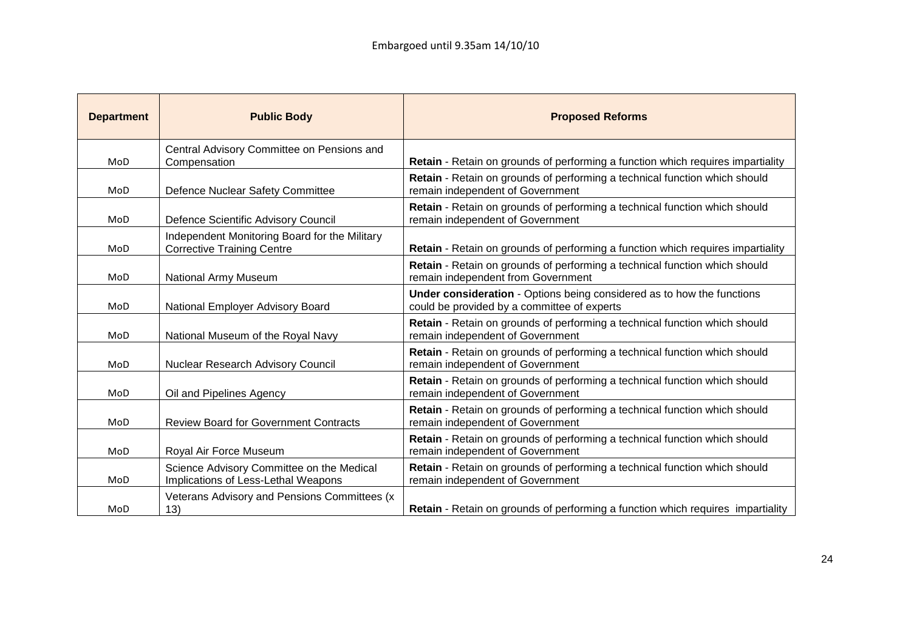Embargoed until 9.35am 14/10/10

| Department | Public Body | Proposed Reforms |
|---|---|---|
| MoD | Central Advisory Committee on Pensions and Compensation | **Retain** - Retain on grounds of performing a function which requires impartiality |
| MoD | Defence Nuclear Safety Committee | **Retain** - Retain on grounds of performing a technical function which should remain independent of Government |
| MoD | Defence Scientific Advisory Council | **Retain** - Retain on grounds of performing a technical function which should remain independent of Government |
| MoD | Independent Monitoring Board for the Military Corrective Training Centre | **Retain** - Retain on grounds of performing a function which requires impartiality |
| MoD | National Army Museum | **Retain** - Retain on grounds of performing a technical function which should remain independent from Government |
| MoD | National Employer Advisory Board | **Under consideration** - Options being considered as to how the functions could be provided by a committee of experts |
| MoD | National Museum of the Royal Navy | **Retain** - Retain on grounds of performing a technical function which should remain independent of Government |
| MoD | Nuclear Research Advisory Council | **Retain** - Retain on grounds of performing a technical function which should remain independent of Government |
| MoD | Oil and Pipelines Agency | **Retain** - Retain on grounds of performing a technical function which should remain independent of Government |
| MoD | Review Board for Government Contracts | **Retain** - Retain on grounds of performing a technical function which should remain independent of Government |
| MoD | Royal Air Force Museum | **Retain** - Retain on grounds of performing a technical function which should remain independent of Government |
| MoD | Science Advisory Committee on the Medical Implications of Less-Lethal Weapons | **Retain** - Retain on grounds of performing a technical function which should remain independent of Government |
| MoD | Veterans Advisory and Pensions Committees (x 13) | **Retain** - Retain on grounds of performing a function which requires impartiality |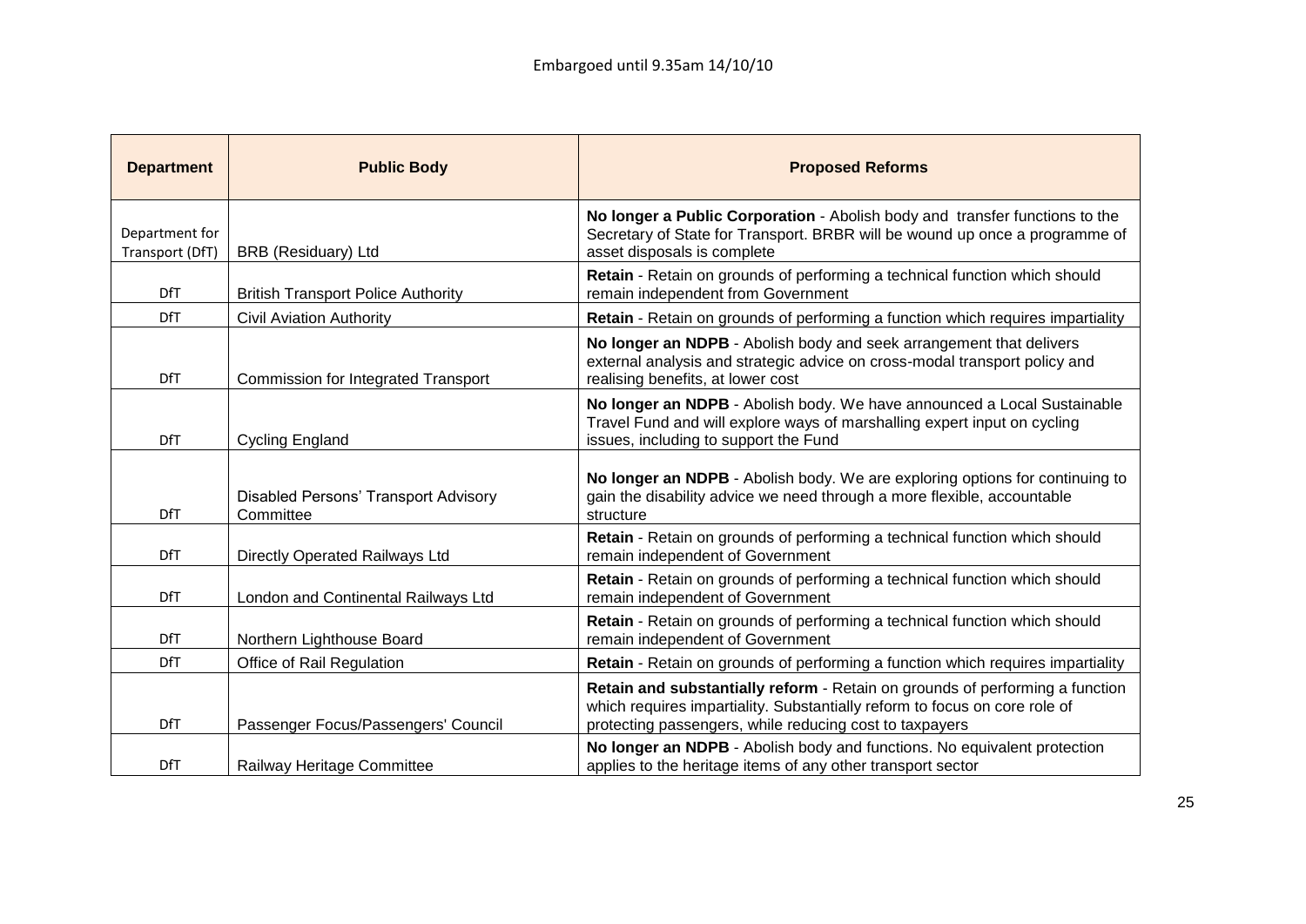Embargoed until 9.35am 14/10/10

| Department | Public Body | Proposed Reforms |
| --- | --- | --- |
| Department for Transport (DfT) | BRB (Residuary) Ltd | **No longer a Public Corporation** - Abolish body and transfer functions to the Secretary of State for Transport. BRBR will be wound up once a programme of asset disposals is complete |
| DfT | British Transport Police Authority | **Retain** - Retain on grounds of performing a technical function which should remain independent from Government |
| DfT | Civil Aviation Authority | **Retain** - Retain on grounds of performing a function which requires impartiality |
| DfT | Commission for Integrated Transport | **No longer an NDPB** - Abolish body and seek arrangement that delivers external analysis and strategic advice on cross-modal transport policy and realising benefits, at lower cost |
| DfT | Cycling England | **No longer an NDPB** - Abolish body. We have announced a Local Sustainable Travel Fund and will explore ways of marshalling expert input on cycling issues, including to support the Fund |
| DfT | Disabled Persons' Transport Advisory Committee | **No longer an NDPB** - Abolish body. We are exploring options for continuing to gain the disability advice we need through a more flexible, accountable structure |
| DfT | Directly Operated Railways Ltd | **Retain** - Retain on grounds of performing a technical function which should remain independent of Government |
| DfT | London and Continental Railways Ltd | **Retain** - Retain on grounds of performing a technical function which should remain independent of Government |
| DfT | Northern Lighthouse Board | **Retain** - Retain on grounds of performing a technical function which should remain independent of Government |
| DfT | Office of Rail Regulation | **Retain** - Retain on grounds of performing a function which requires impartiality |
| DfT | Passenger Focus/Passengers' Council | **Retain and substantially reform** - Retain on grounds of performing a function which requires impartiality. Substantially reform to focus on core role of protecting passengers, while reducing cost to taxpayers |
| DfT | Railway Heritage Committee | **No longer an NDPB** - Abolish body and functions. No equivalent protection applies to the heritage items of any other transport sector |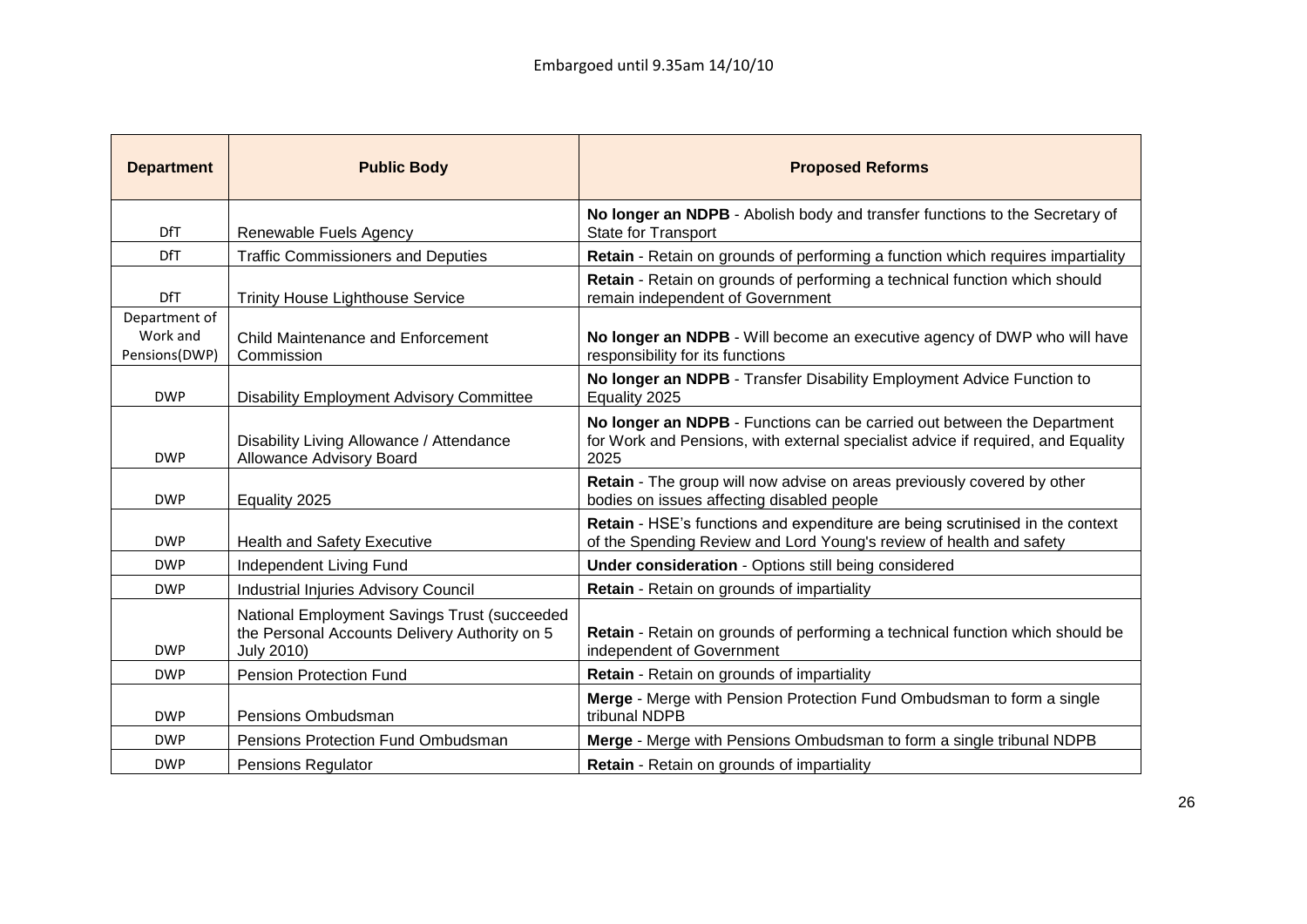Embargoed until 9.35am 14/10/10

| Department | Public Body | Proposed Reforms |
| --- | --- | --- |
| DfT | Renewable Fuels Agency | **No longer an NDPB** - Abolish body and transfer functions to the Secretary of State for Transport |
| DfT | Traffic Commissioners and Deputies | **Retain** - Retain on grounds of performing a function which requires impartiality |
| DfT | Trinity House Lighthouse Service | **Retain** - Retain on grounds of performing a technical function which should remain independent of Government |
| Department of Work and Pensions(DWP) | Child Maintenance and Enforcement Commission | **No longer an NDPB** - Will become an executive agency of DWP who will have responsibility for its functions |
| DWP | Disability Employment Advisory Committee | **No longer an NDPB** - Transfer Disability Employment Advice Function to Equality 2025 |
| DWP | Disability Living Allowance / Attendance Allowance Advisory Board | **No longer an NDPB** - Functions can be carried out between the Department for Work and Pensions, with external specialist advice if required, and Equality 2025 |
| DWP | Equality 2025 | **Retain** - The group will now advise on areas previously covered by other bodies on issues affecting disabled people |
| DWP | Health and Safety Executive | **Retain** - HSE's functions and expenditure are being scrutinised in the context of the Spending Review and Lord Young's review of health and safety |
| DWP | Independent Living Fund | **Under consideration** - Options still being considered |
| DWP | Industrial Injuries Advisory Council | **Retain** - Retain on grounds of impartiality |
| DWP | National Employment Savings Trust (succeeded the Personal Accounts Delivery Authority on 5 July 2010) | **Retain** - Retain on grounds of performing a technical function which should be independent of Government |
| DWP | Pension Protection Fund | **Retain** - Retain on grounds of impartiality |
| DWP | Pensions Ombudsman | **Merge** - Merge with Pension Protection Fund Ombudsman to form a single tribunal NDPB |
| DWP | Pensions Protection Fund Ombudsman | **Merge** - Merge with Pensions Ombudsman to form a single tribunal NDPB |
| DWP | Pensions Regulator | **Retain** - Retain on grounds of impartiality |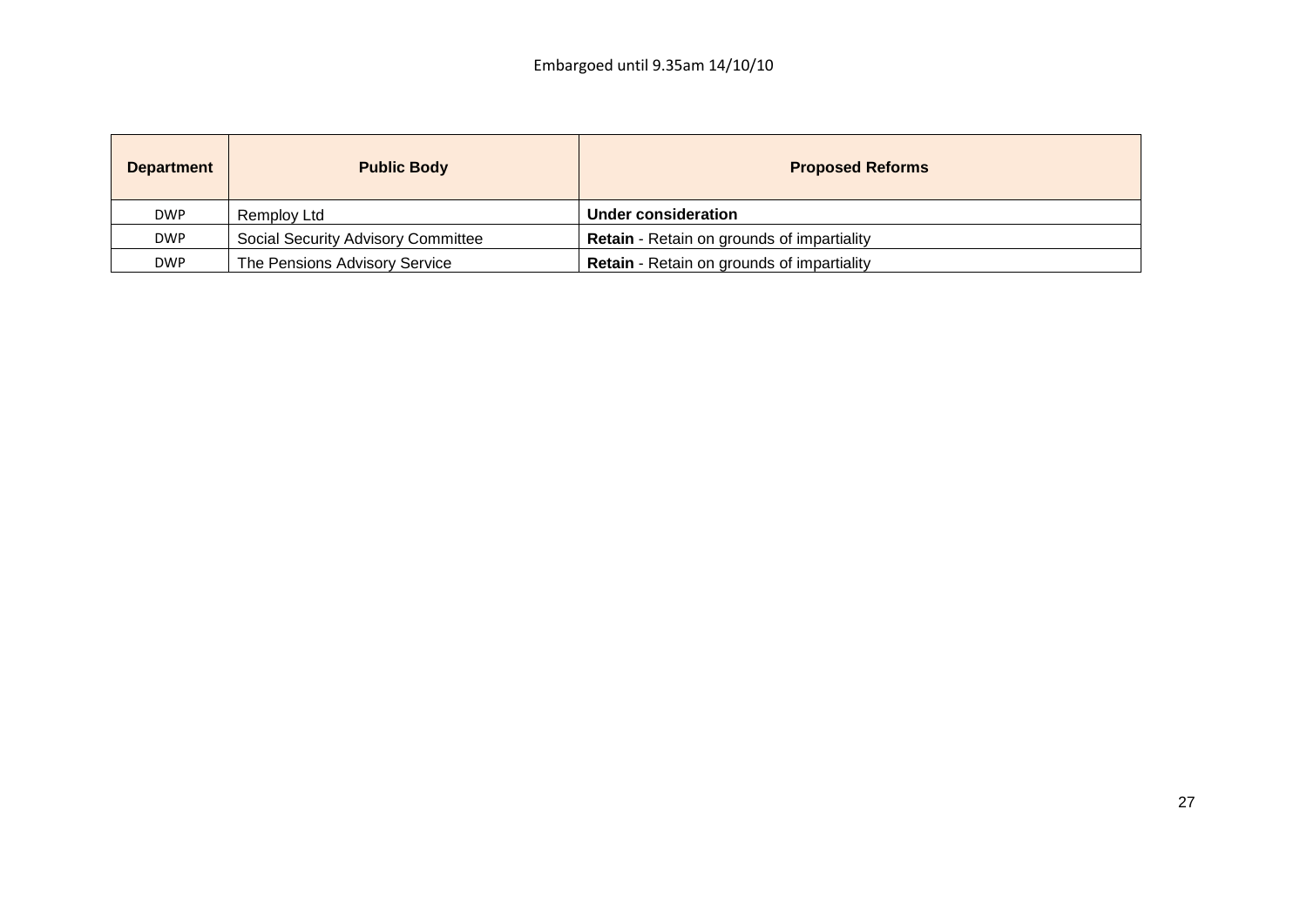| Department | Public Body | Proposed Reforms |
|---|---|---|
| DWP | Remploy Ltd | **Under consideration** |
| DWP | Social Security Advisory Committee | **Retain** - Retain on grounds of impartiality |
| DWP | The Pensions Advisory Service | **Retain** - Retain on grounds of impartiality |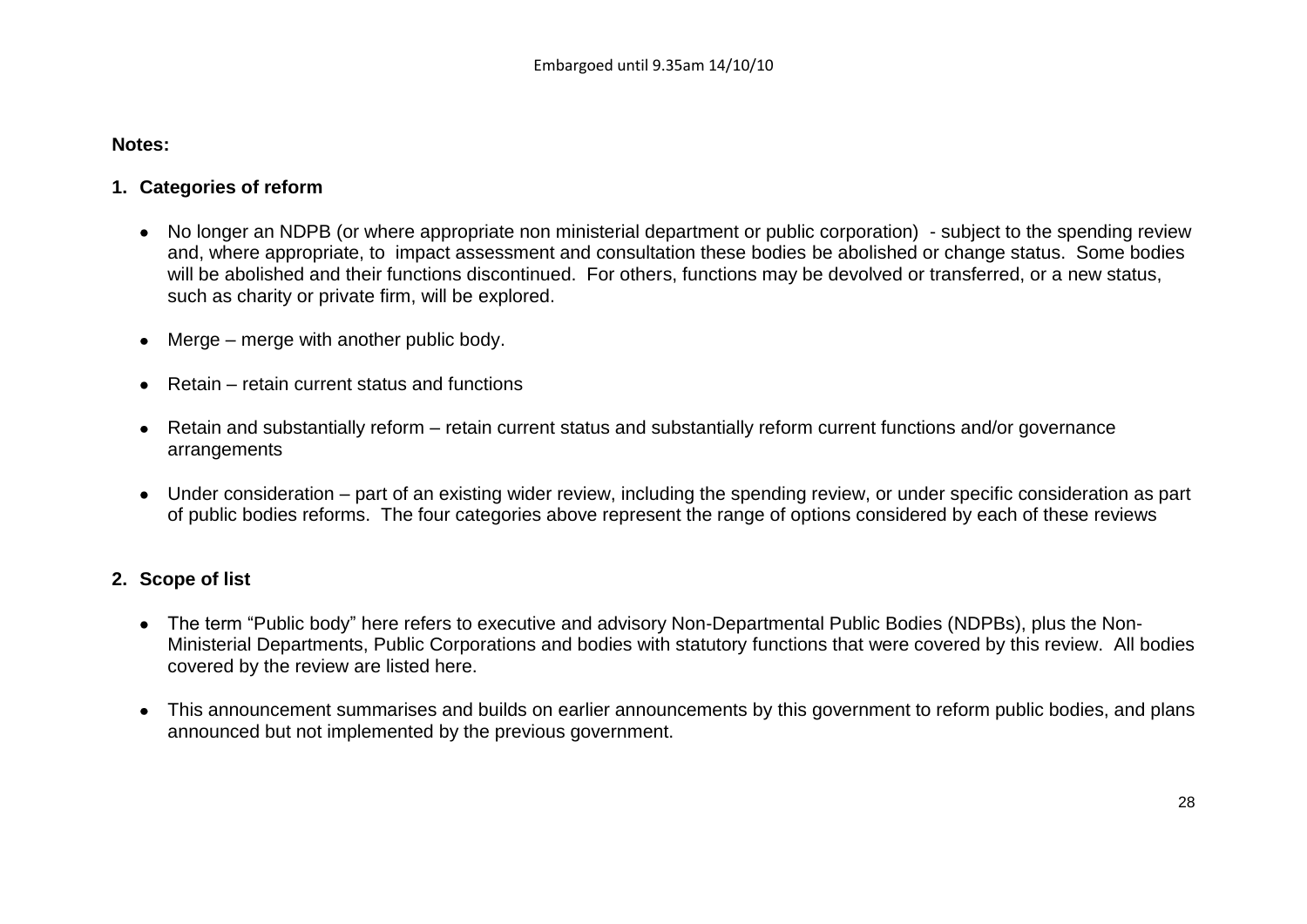**Notes:**

**1. Categories of reform**

- No longer an NDPB (or where appropriate non ministerial department or public corporation) - subject to the spending review and, where appropriate, to impact assessment and consultation these bodies be abolished or change status. Some bodies will be abolished and their functions discontinued. For others, functions may be devolved or transferred, or a new status, such as charity or private firm, will be explored.

- Merge – merge with another public body.

- Retain – retain current status and functions

- Retain and substantially reform – retain current status and substantially reform current functions and/or governance arrangements

- Under consideration – part of an existing wider review, including the spending review, or under specific consideration as part of public bodies reforms. The four categories above represent the range of options considered by each of these reviews

**2. Scope of list**

- The term "Public body" here refers to executive and advisory Non-Departmental Public Bodies (NDPBs), plus the Non-Ministerial Departments, Public Corporations and bodies with statutory functions that were covered by this review. All bodies covered by the review are listed here.

- This announcement summarises and builds on earlier announcements by this government to reform public bodies, and plans announced but not implemented by the previous government.